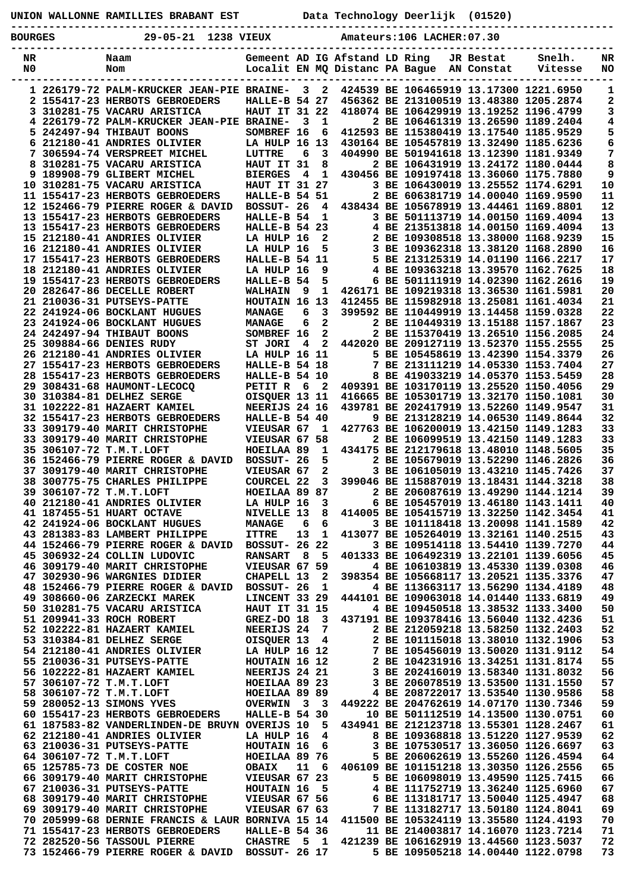UNION WALLONNE RAMILLIES BRABANT EST          Data Technology Deerlijk  (01520)

BOURGES          29-05-21  1238 VIEUX          Amateurs:106 LACHER:07.30

| NR NO | | Naam Nom | Gemeent Localit | AD EN | IG MQ | Afstand Distanc | LD PA | Ring Bague | JR AN | Bestat Constat | Snelh. Vitesse | NR NO |
|---|---|---|---|---|---|---|---|---|---|---|---|---|
| 1 | 226179-72 | PALM-KRUCKER JEAN-PIE | BRAINE- | 3 | 2 | 424539 | BE | 1064659 | 19 | 13.17300 | 1221.6950 | 1 |
| 2 | 155417-23 | HERBOTS GEBROEDERS | HALLE-B | 54 | 27 | 456362 | BE | 2131005 | 19 | 13.48380 | 1205.2874 | 2 |
| 3 | 310281-75 | VACARU ARISTICA | HAUT IT | 31 | 22 | 418074 | BE | 1064299 | 19 | 13.19252 | 1196.4799 | 3 |
| 4 | 226179-72 | PALM-KRUCKER JEAN-PIE | BRAINE- | 3 | 1 | 2 | BE | 1064613 | 19 | 13.26590 | 1189.2404 | 4 |
| 5 | 242497-94 | THIBAUT BOONS | SOMBREF | 16 | 6 | 412593 | BE | 1153804 | 19 | 13.17540 | 1185.9529 | 5 |
| 6 | 212180-41 | ANDRIES OLIVIER | LA HULP | 16 | 13 | 430164 | BE | 1054578 | 19 | 13.32490 | 1185.6236 | 6 |
| 7 | 306594-74 | VERSPREET MICHEL | LUTTRE | 6 | 3 | 404990 | BE | 5019416 | 18 | 13.12390 | 1181.9349 | 7 |
| 8 | 310281-75 | VACARU ARISTICA | HAUT IT | 31 | 8 | 2 | BE | 1064319 | 19 | 13.24172 | 1180.0444 | 8 |
| 9 | 189908-79 | GLIBERT MICHEL | BIERGES | 4 | 1 | 430456 | BE | 1091974 | 18 | 13.36060 | 1175.7880 | 9 |
| 10 | 310281-75 | VACARU ARISTICA | HAUT IT | 31 | 27 | 3 | BE | 1064300 | 19 | 13.25552 | 1174.6291 | 10 |
| 11 | 155417-23 | HERBOTS GEBROEDERS | HALLE-B | 54 | 51 | 2 | BE | 6063817 | 19 | 14.00040 | 1169.9590 | 11 |
| 12 | 152466-79 | PIERRE ROGER & DAVID | BOSSUT- | 26 | 4 | 438434 | BE | 1056788 | 19 | 13.44461 | 1169.8801 | 12 |
| 13 | 155417-23 | HERBOTS GEBROEDERS | HALLE-B | 54 | 1 | 3 | BE | 5011137 | 19 | 14.00150 | 1169.4094 | 13 |
| 13 | 155417-23 | HERBOTS GEBROEDERS | HALLE-B | 54 | 23 | 4 | BE | 2135138 | 18 | 14.00150 | 1169.4094 | 13 |
| 15 | 212180-41 | ANDRIES OLIVIER | LA HULP | 16 | 2 | 2 | BE | 1093085 | 18 | 13.38000 | 1168.9239 | 15 |
| 16 | 212180-41 | ANDRIES OLIVIER | LA HULP | 16 | 5 | 3 | BE | 1093623 | 18 | 13.38120 | 1168.2890 | 16 |
| 17 | 155417-23 | HERBOTS GEBROEDERS | HALLE-B | 54 | 11 | 5 | BE | 2131253 | 19 | 14.01190 | 1166.2217 | 17 |
| 18 | 212180-41 | ANDRIES OLIVIER | LA HULP | 16 | 9 | 4 | BE | 1093632 | 18 | 13.39570 | 1162.7625 | 18 |
| 19 | 155417-23 | HERBOTS GEBROEDERS | HALLE-B | 54 | 5 | 6 | BE | 5011119 | 19 | 14.02390 | 1162.2616 | 19 |
| 20 | 282647-86 | DECELLE ROBERT | WALHAIN | 9 | 1 | 426171 | BE | 1092193 | 18 | 13.36530 | 1161.5981 | 20 |
| 21 | 210036-31 | PUTSEYS-PATTE | HOUTAIN | 16 | 13 | 412455 | BE | 1159829 | 18 | 13.25081 | 1161.4034 | 21 |
| 22 | 241924-06 | BOCKLANT HUGUES | MANAGE | 6 | 3 | 399592 | BE | 1104499 | 19 | 13.14458 | 1159.0328 | 22 |
| 23 | 241924-06 | BOCKLANT HUGUES | MANAGE | 6 | 2 | 2 | BE | 1104494 | 19 | 13.15188 | 1157.1867 | 23 |
| 24 | 242497-94 | THIBAUT BOONS | SOMBREF | 16 | 2 | 2 | BE | 1153704 | 19 | 13.26510 | 1156.2085 | 24 |
| 25 | 309884-66 | DENIES RUDY | ST JORI | 4 | 2 | 442020 | BE | 2091271 | 19 | 13.52370 | 1155.2555 | 25 |
| 26 | 212180-41 | ANDRIES OLIVIER | LA HULP | 16 | 11 | 5 | BE | 1054586 | 19 | 13.42390 | 1154.3379 | 26 |
| 27 | 155417-23 | HERBOTS GEBROEDERS | HALLE-B | 54 | 18 | 7 | BE | 2131112 | 19 | 14.05330 | 1153.7404 | 27 |
| 28 | 155417-23 | HERBOTS GEBROEDERS | HALLE-B | 54 | 10 | 8 | BE | 4190332 | 19 | 14.05370 | 1153.5459 | 28 |
| 29 | 308431-68 | HAUMONT-LECOCQ | PETIT R | 6 | 2 | 409391 | BE | 1031701 | 19 | 13.25520 | 1150.4056 | 29 |
| 30 | 310384-81 | DELHEZ SERGE | OISQUER | 13 | 11 | 416665 | BE | 1053017 | 19 | 13.32170 | 1150.1081 | 30 |
| 31 | 102222-81 | HAZAERT KAMIEL | NEERIJS | 24 | 16 | 439781 | BE | 2024179 | 19 | 13.52260 | 1149.9547 | 31 |
| 32 | 155417-23 | HERBOTS GEBROEDERS | HALLE-B | 54 | 40 | 9 | BE | 2131282 | 19 | 14.06530 | 1149.8644 | 32 |
| 33 | 309179-40 | MARIT CHRISTOPHE | VIEUSAR | 67 | 1 | 427763 | BE | 1062000 | 19 | 13.42150 | 1149.1283 | 33 |
| 33 | 309179-40 | MARIT CHRISTOPHE | VIEUSAR | 67 | 58 | 2 | BE | 1060995 | 19 | 13.42150 | 1149.1283 | 33 |
| 35 | 306107-72 | T.M.T.LOFT | HOEILAA | 89 | 1 | 434175 | BE | 2121796 | 18 | 13.48010 | 1148.5605 | 35 |
| 36 | 152466-79 | PIERRE ROGER & DAVID | BOSSUT- | 26 | 5 | 2 | BE | 1056791 | 19 | 13.52290 | 1146.2826 | 36 |
| 37 | 309179-40 | MARIT CHRISTOPHE | VIEUSAR | 67 | 2 | 3 | BE | 1061050 | 19 | 13.43210 | 1145.7426 | 37 |
| 38 | 300775-75 | CHARLES PHILIPPE | COURCEL | 22 | 3 | 399046 | BE | 1158871 | 19 | 13.18431 | 1144.3218 | 38 |
| 39 | 306107-72 | T.M.T.LOFT | HOEILAA | 89 | 87 | 2 | BE | 2060875 | 19 | 13.49290 | 1144.1214 | 39 |
| 40 | 212180-41 | ANDRIES OLIVIER | LA HULP | 16 | 3 | 6 | BE | 1054570 | 19 | 13.46180 | 1143.1411 | 40 |
| 41 | 187455-51 | HUART OCTAVE | NIVELLE | 13 | 8 | 414005 | BE | 1054157 | 19 | 13.32250 | 1142.3454 | 41 |
| 42 | 241924-06 | BOCKLANT HUGUES | MANAGE | 6 | 6 | 3 | BE | 1011184 | 18 | 13.20098 | 1141.1589 | 42 |
| 43 | 281383-83 | LAMBERT PHILIPPE | ITTRE | 13 | 1 | 413077 | BE | 1052640 | 19 | 13.32161 | 1140.2515 | 43 |
| 44 | 152466-79 | PIERRE ROGER & DAVID | BOSSUT- | 26 | 22 | 3 | BE | 1095141 | 18 | 13.54410 | 1139.7270 | 44 |
| 45 | 306932-24 | COLLIN LUDOVIC | RANSART | 8 | 5 | 401333 | BE | 1064923 | 19 | 13.22101 | 1139.6056 | 45 |
| 46 | 309179-40 | MARIT CHRISTOPHE | VIEUSAR | 67 | 59 | 4 | BE | 1061038 | 19 | 13.45330 | 1139.0308 | 46 |
| 47 | 302930-96 | WARGNIES DIDIER | CHAPELL | 13 | 2 | 398354 | BE | 1056681 | 17 | 13.20521 | 1135.3376 | 47 |
| 48 | 152466-79 | PIERRE ROGER & DAVID | BOSSUT- | 26 | 1 | 4 | BE | 1136631 | 17 | 13.56290 | 1134.4189 | 48 |
| 49 | 308660-06 | ZARZECKI MAREK | LINCENT | 33 | 29 | 444101 | BE | 1090638 | 18 | 14.01440 | 1133.6819 | 49 |
| 50 | 310281-75 | VACARU ARISTICA | HAUT IT | 31 | 15 | 4 | BE | 1094508 | 18 | 13.38532 | 1133.3400 | 50 |
| 51 | 209941-33 | ROCH ROBERT | GREZ-DO | 18 | 3 | 437191 | BE | 1093784 | 16 | 13.56040 | 1132.4236 | 51 |
| 52 | 102222-81 | HAZAERT KAMIEL | NEERIJS | 24 | 7 | 2 | BE | 2120592 | 18 | 13.58250 | 1132.2403 | 52 |
| 53 | 310384-81 | DELHEZ SERGE | OISQUER | 13 | 4 | 2 | BE | 1011150 | 18 | 13.38010 | 1132.1906 | 53 |
| 54 | 212180-41 | ANDRIES OLIVIER | LA HULP | 16 | 12 | 7 | BE | 1054560 | 19 | 13.50020 | 1131.9112 | 54 |
| 55 | 210036-31 | PUTSEYS-PATTE | HOUTAIN | 16 | 12 | 2 | BE | 1042319 | 16 | 13.34251 | 1131.8174 | 55 |
| 56 | 102222-81 | HAZAERT KAMIEL | NEERIJS | 24 | 21 | 3 | BE | 2024160 | 19 | 13.58340 | 1131.8032 | 56 |
| 57 | 306107-72 | T.M.T.LOFT | HOEILAA | 89 | 23 | 3 | BE | 2060785 | 19 | 13.53500 | 1131.1550 | 57 |
| 58 | 306107-72 | T.M.T.LOFT | HOEILAA | 89 | 89 | 4 | BE | 2087220 | 17 | 13.53540 | 1130.9586 | 58 |
| 59 | 280052-13 | SIMONS YVES | OVERWIN | 3 | 3 | 449222 | BE | 2047626 | 19 | 14.07170 | 1130.7346 | 59 |
| 60 | 155417-23 | HERBOTS GEBROEDERS | HALLE-B | 54 | 30 | 10 | BE | 5011125 | 19 | 14.13500 | 1130.0751 | 60 |
| 61 | 187583-82 | VANDERLINDEN-DE BRUYN | OVERIJS | 10 | 5 | 434941 | BE | 2121237 | 18 | 13.55301 | 1128.2467 | 61 |
| 62 | 212180-41 | ANDRIES OLIVIER | LA HULP | 16 | 4 | 8 | BE | 1093688 | 18 | 13.51220 | 1127.9539 | 62 |
| 63 | 210036-31 | PUTSEYS-PATTE | HOUTAIN | 16 | 6 | 3 | BE | 1075305 | 17 | 13.36050 | 1126.6697 | 63 |
| 64 | 306107-72 | T.M.T.LOFT | HOEILAA | 89 | 76 | 5 | BE | 2060626 | 19 | 13.55260 | 1126.4594 | 64 |
| 65 | 125785-73 | DE COSTER NOE | OBAIX | 11 | 6 | 406109 | BE | 1011512 | 18 | 13.30350 | 1126.2556 | 65 |
| 66 | 309179-40 | MARIT CHRISTOPHE | VIEUSAR | 67 | 23 | 5 | BE | 1060981 | 19 | 13.49590 | 1125.7415 | 66 |
| 67 | 210036-31 | PUTSEYS-PATTE | HOUTAIN | 16 | 5 | 4 | BE | 1117527 | 19 | 13.36240 | 1125.6960 | 67 |
| 68 | 309179-40 | MARIT CHRISTOPHE | VIEUSAR | 67 | 56 | 6 | BE | 1131817 | 17 | 13.50040 | 1125.4947 | 68 |
| 69 | 309179-40 | MARIT CHRISTOPHE | VIEUSAR | 67 | 63 | 7 | BE | 1131827 | 17 | 13.50180 | 1124.8041 | 69 |
| 70 | 205999-68 | DERNIE FRANCIS & LAUR | BORNIVA | 15 | 14 | 411500 | BE | 1053241 | 19 | 13.35580 | 1124.4193 | 70 |
| 71 | 155417-23 | HERBOTS GEBROEDERS | HALLE-B | 54 | 36 | 11 | BE | 2140038 | 17 | 14.16070 | 1123.7214 | 71 |
| 72 | 282520-56 | TASSOUL PIERRE | CHASTRE | 5 | 1 | 421239 | BE | 1061629 | 19 | 13.44560 | 1123.5037 | 72 |
| 73 | 152466-79 | PIERRE ROGER & DAVID | BOSSUT- | 26 | 17 | 5 | BE | 1095052 | 18 | 14.00440 | 1122.0798 | 73 |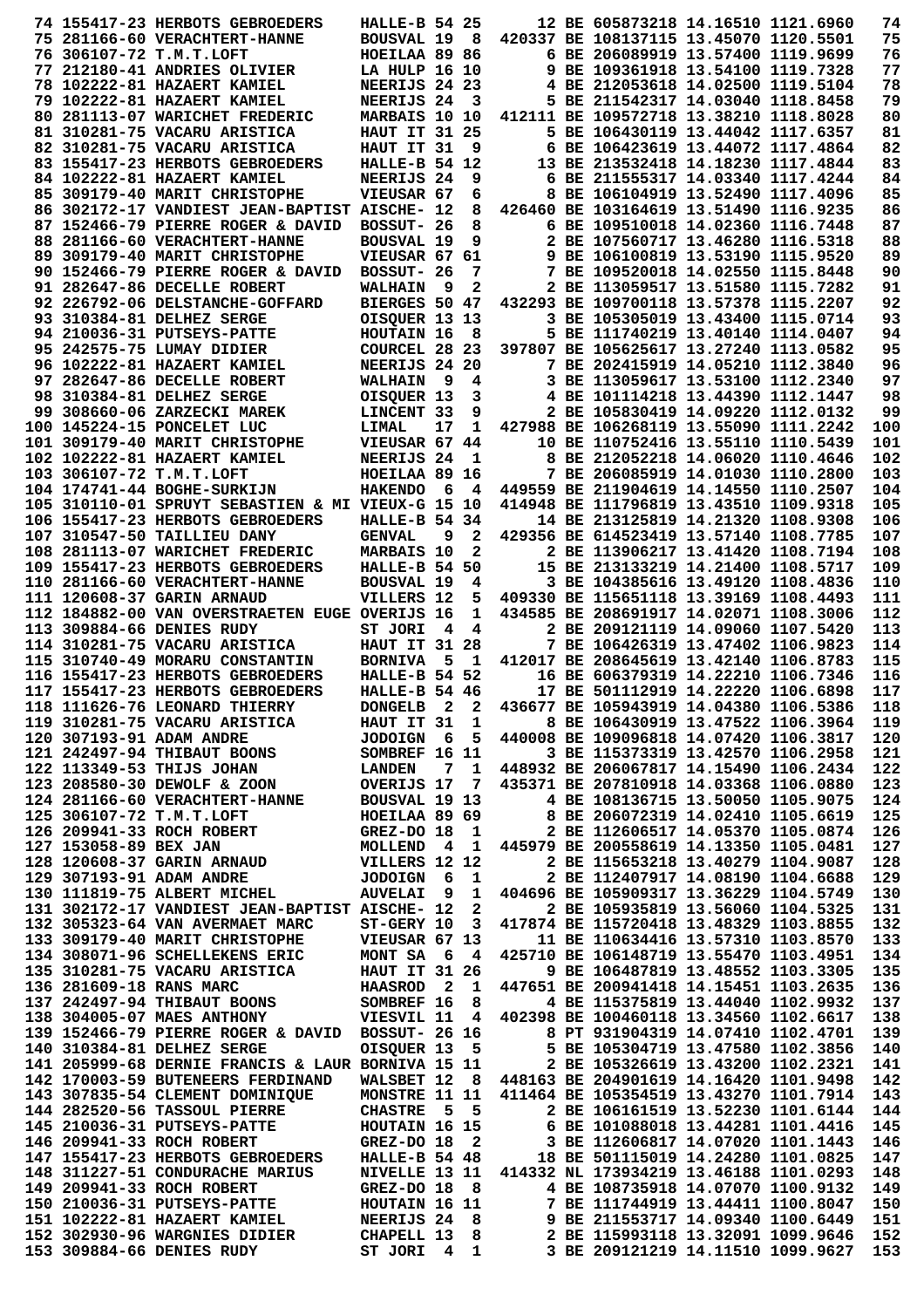```
 74 155417-23 HERBOTS GEBROEDERS    HALLE-B 54 25      12 BE 605873218 14.16510 1121.6960   74
 75 281166-60 VERACHTERT-HANNE      BOUSVAL 19  8  420337 BE 108137115 13.45070 1120.5501   75
 76 306107-72 T.M.T.LOFT            HOEILAA 89 86       6 BE 206089919 13.57400 1119.9699   76
 77 212180-41 ANDRIES OLIVIER       LA HULP 16 10       9 BE 109361918 13.54100 1119.7328   77
 78 102222-81 HAZAERT KAMIEL        NEERIJS 24 23       4 BE 212053618 14.02500 1119.5104   78
 79 102222-81 HAZAERT KAMIEL        NEERIJS 24  3       5 BE 211542317 14.03040 1118.8458   79
 80 281113-07 WARICHET FREDERIC     MARBAIS 10 10  412111 BE 109572718 13.38210 1118.8028   80
 81 310281-75 VACARU ARISTICA       HAUT IT 31 25       5 BE 106430119 13.44042 1117.6357   81
 82 310281-75 VACARU ARISTICA       HAUT IT 31  9       6 BE 106423619 13.44072 1117.4864   82
 83 155417-23 HERBOTS GEBROEDERS    HALLE-B 54 12      13 BE 213532418 14.18230 1117.4844   83
 84 102222-81 HAZAERT KAMIEL        NEERIJS 24  9       6 BE 211555317 14.03340 1117.4244   84
 85 309179-40 MARIT CHRISTOPHE      VIEUSAR 67  6       8 BE 106104919 13.52490 1117.4096   85
 86 302172-17 VANDIEST JEAN-BAPTIST AISCHE- 12  8  426460 BE 103164619 13.51490 1116.9235   86
 87 152466-79 PIERRE ROGER & DAVID  BOSSUT- 26  8       6 BE 109510018 14.02360 1116.7448   87
 88 281166-60 VERACHTERT-HANNE      BOUSVAL 19  9       2 BE 107560717 13.46280 1116.5318   88
 89 309179-40 MARIT CHRISTOPHE      VIEUSAR 67 61       9 BE 106100819 13.53190 1115.9520   89
 90 152466-79 PIERRE ROGER & DAVID  BOSSUT- 26  7       7 BE 109520018 14.02550 1115.8448   90
 91 282647-86 DECELLE ROBERT        WALHAIN  9  2       2 BE 113059517 13.51580 1115.7282   91
 92 226792-06 DELSTANCHE-GOFFARD    BIERGES 50 47  432293 BE 109700118 13.57378 1115.2207   92
 93 310384-81 DELHEZ SERGE          OISQUER 13 13       3 BE 105305019 13.43400 1115.0714   93
 94 210036-31 PUTSEYS-PATTE         HOUTAIN 16  8       5 BE 111740219 13.40140 1114.0407   94
 95 242575-75 LUMAY DIDIER          COURCEL 28 23  397807 BE 105625617 13.27240 1113.0582   95
 96 102222-81 HAZAERT KAMIEL        NEERIJS 24 20       7 BE 202415919 14.05210 1112.3840   96
 97 282647-86 DECELLE ROBERT        WALHAIN  9  4       3 BE 113059617 13.53100 1112.2340   97
 98 310384-81 DELHEZ SERGE          OISQUER 13  3       4 BE 101114218 13.44390 1112.1447   98
 99 308660-06 ZARZECKI MAREK        LINCENT 33  9       2 BE 105830419 14.09220 1112.0132   99
100 145224-15 PONCELET LUC          LIMAL   17  1  427988 BE 106268119 13.55090 1111.2242  100
101 309179-40 MARIT CHRISTOPHE      VIEUSAR 67 44      10 BE 110752416 13.55110 1110.5439  101
102 102222-81 HAZAERT KAMIEL        NEERIJS 24  1       8 BE 212052218 14.06020 1110.4646  102
103 306107-72 T.M.T.LOFT            HOEILAA 89 16       7 BE 206085919 14.01030 1110.2800  103
104 174741-44 BOGHE-SURKIJN         HAKENDO  6  4  449559 BE 211904619 14.14550 1110.2507  104
105 310110-01 SPRUYT SEBASTIEN & MI VIEUX-G 15 10  414948 BE 111796819 13.43510 1109.9318  105
106 155417-23 HERBOTS GEBROEDERS    HALLE-B 54 34      14 BE 213125819 14.21320 1108.9308  106
107 310547-50 TAILLIEU DANY         GENVAL   9  2  429356 BE 614523419 13.57140 1108.7785  107
108 281113-07 WARICHET FREDERIC     MARBAIS 10  2       2 BE 113906217 13.41420 1108.7194  108
109 155417-23 HERBOTS GEBROEDERS    HALLE-B 54 50      15 BE 213133219 14.21400 1108.5717  109
110 281166-60 VERACHTERT-HANNE      BOUSVAL 19  4       3 BE 104385616 13.49120 1108.4836  110
111 120608-37 GARIN ARNAUD          VILLERS 12  5  409330 BE 115651118 13.39169 1108.4493  111
112 184882-00 VAN OVERSTRAETEN EUGE OVERIJS 16  1  434585 BE 208691917 14.02071 1108.3006  112
113 309884-66 DENIES RUDY           ST JORI  4  4       2 BE 209121119 14.09060 1107.5420  113
114 310281-75 VACARU ARISTICA       HAUT IT 31 28       7 BE 106426319 13.47402 1106.9823  114
115 310740-49 MORARU CONSTANTIN     BORNIVA  5  1  412017 BE 208645619 13.42140 1106.8783  115
116 155417-23 HERBOTS GEBROEDERS    HALLE-B 54 52      16 BE 606379319 14.22210 1106.7346  116
117 155417-23 HERBOTS GEBROEDERS    HALLE-B 54 46      17 BE 501112919 14.22220 1106.6898  117
118 111626-76 LEONARD THIERRY       DONGELB  2  2  436677 BE 105943919 14.04380 1106.5386  118
119 310281-75 VACARU ARISTICA       HAUT IT 31  1       8 BE 106430919 13.47522 1106.3964  119
120 307193-91 ADAM ANDRE            JODOIGN  6  5  440008 BE 109096818 14.07420 1106.3817  120
121 242497-94 THIBAUT BOONS         SOMBREF 16 11       3 BE 115373319 13.42570 1106.2958  121
122 113349-53 THIJS JOHAN           LANDEN   7  1  448932 BE 206067817 14.15490 1106.2434  122
123 208580-30 DEWOLF & ZOON         OVERIJS 17  7  435371 BE 207810918 14.03368 1106.0880  123
124 281166-60 VERACHTERT-HANNE      BOUSVAL 19 13       4 BE 108136715 13.50050 1105.9075  124
125 306107-72 T.M.T.LOFT            HOEILAA 89 69       8 BE 206072319 14.02410 1105.6619  125
126 209941-33 ROCH ROBERT           GREZ-DO 18  1       2 BE 112606517 14.05370 1105.0874  126
127 153058-89 BEX JAN               MOLLEND  4  1  445979 BE 200558619 14.13350 1105.0481  127
128 120608-37 GARIN ARNAUD          VILLERS 12 12       2 BE 115653218 13.40279 1104.9087  128
129 307193-91 ADAM ANDRE            JODOIGN  6  1       2 BE 112407917 14.08190 1104.6688  129
130 111819-75 ALBERT MICHEL         AUVELAI  9  1  404696 BE 105909317 13.36229 1104.5749  130
131 302172-17 VANDIEST JEAN-BAPTIST AISCHE- 12  2       2 BE 105935819 13.56060 1104.5325  131
132 305323-64 VAN AVERMAET MARC     ST-GERY 10  3  417874 BE 115720418 13.48329 1103.8855  132
133 309179-40 MARIT CHRISTOPHE      VIEUSAR 67 13      11 BE 110634416 13.57310 1103.8570  133
134 308071-96 SCHELLEKENS ERIC      MONT SA  6  4  425710 BE 106148719 13.55470 1103.4951  134
135 310281-75 VACARU ARISTICA       HAUT IT 31 26       9 BE 106487819 13.48552 1103.3305  135
136 281609-18 RANS MARC             HAASROD  2  1  447651 BE 200941418 14.15451 1103.2635  136
137 242497-94 THIBAUT BOONS         SOMBREF 16  8       4 BE 115375819 13.44040 1102.9932  137
138 304005-07 MAES ANTHONY          VIESVIL 11  4  402398 BE 100460118 13.34560 1102.6617  138
139 152466-79 PIERRE ROGER & DAVID  BOSSUT- 26 16       8 PT 931904319 14.07410 1102.4701  139
140 310384-81 DELHEZ SERGE          OISQUER 13  5       5 BE 105304719 13.47580 1102.3856  140
141 205999-68 DERNIE FRANCIS & LAUR BORNIVA 15 11       2 BE 105326619 13.43200 1102.2321  141
142 170003-59 BUTENEERS FERDINAND   WALSBET 12  8  448163 BE 204901619 14.16420 1101.9498  142
143 307835-54 CLEMENT DOMINIQUE     MONSTRE 11 11  411464 BE 105354519 13.43270 1101.7914  143
144 282520-56 TASSOUL PIERRE        CHASTRE  5  5       2 BE 106161519 13.52230 1101.6144  144
145 210036-31 PUTSEYS-PATTE         HOUTAIN 16 15       6 BE 101088018 13.44281 1101.4416  145
146 209941-33 ROCH ROBERT           GREZ-DO 18  2       3 BE 112606817 14.07020 1101.1443  146
147 155417-23 HERBOTS GEBROEDERS    HALLE-B 54 48      18 BE 501115019 14.24280 1101.0825  147
148 311227-51 CONDURACHE MARIUS     NIVELLE 13 11  414332 NL 173934219 13.46188 1101.0293  148
149 209941-33 ROCH ROBERT           GREZ-DO 18  8       4 BE 108735918 14.07070 1100.9132  149
150 210036-31 PUTSEYS-PATTE         HOUTAIN 16 11       7 BE 111744919 13.44411 1100.8047  150
151 102222-81 HAZAERT KAMIEL        NEERIJS 24  8       9 BE 211553717 14.09340 1100.6449  151
152 302930-96 WARGNIES DIDIER       CHAPELL 13  8       2 BE 115993118 13.32091 1099.9646  152
153 309884-66 DENIES RUDY           ST JORI  4  1       3 BE 209121219 14.11510 1099.9627  153
```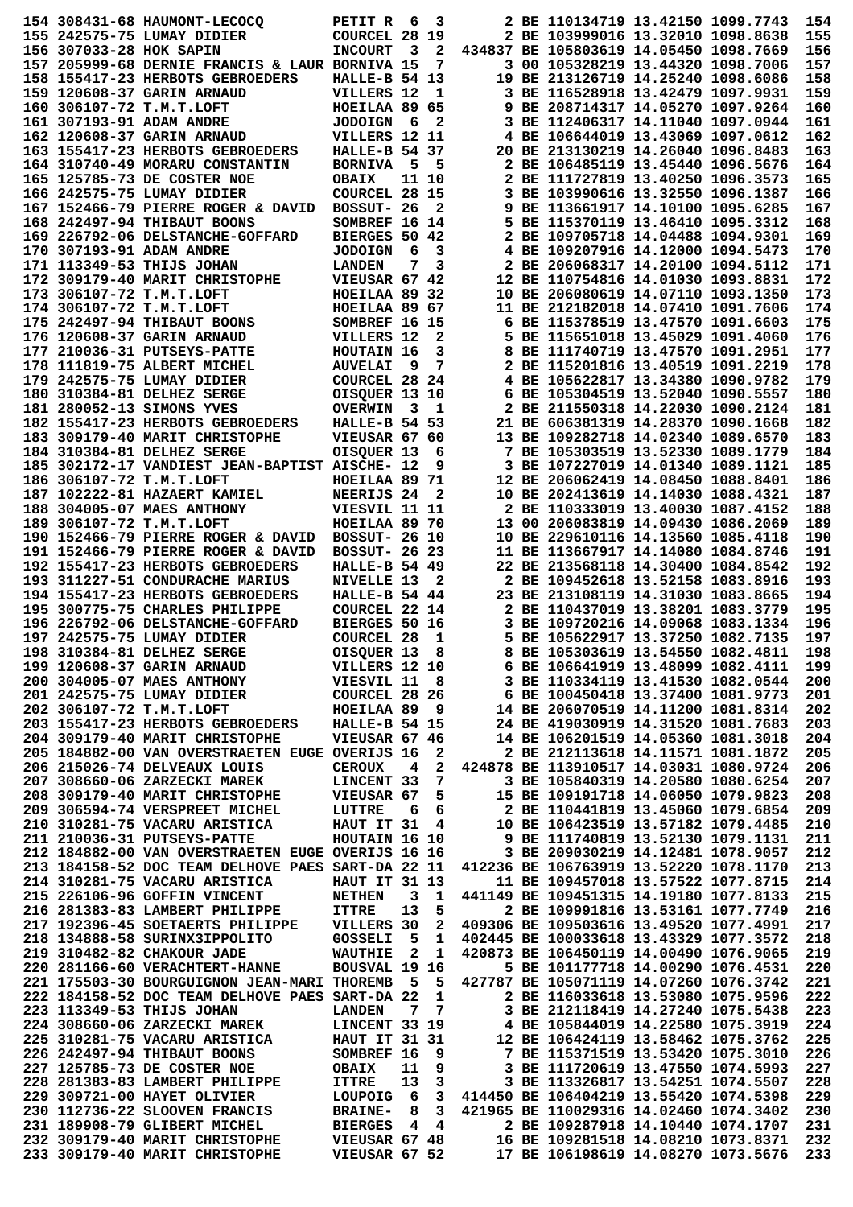```
154 308431-68 HAUMONT-LECOCQ       PETIT R  6  3       2 BE 110134719 13.42150 1099.7743  154
155 242575-75 LUMAY DIDIER         COURCEL 28 19       2 BE 103999016 13.32010 1098.8638  155
156 307033-28 HOK SAPIN            INCOURT  3  2  434837 BE 105803619 14.05450 1098.7669  156
157 205999-68 DERNIE FRANCIS & LAUR BORNIVA 15  7      3 00 105328219 13.44320 1098.7006  157
158 155417-23 HERBOTS GEBROEDERS   HALLE-B 54 13      19 BE 213126719 14.25240 1098.6086  158
159 120608-37 GARIN ARNAUD         VILLERS 12  1       3 BE 116528918 13.42479 1097.9931  159
160 306107-72 T.M.T.LOFT           HOEILAA 89 65       9 BE 208714317 14.05270 1097.9264  160
161 307193-91 ADAM ANDRE           JODOIGN  6  2       3 BE 112406317 14.11040 1097.0944  161
162 120608-37 GARIN ARNAUD         VILLERS 12 11       4 BE 106644019 13.43069 1097.0612  162
163 155417-23 HERBOTS GEBROEDERS   HALLE-B 54 37      20 BE 213130219 14.26040 1096.8483  163
164 310740-49 MORARU CONSTANTIN    BORNIVA  5  5       2 BE 106485119 13.45440 1096.5676  164
165 125785-73 DE COSTER NOE        OBAIX   11 10       2 BE 111727819 13.40250 1096.3573  165
166 242575-75 LUMAY DIDIER         COURCEL 28 15       3 BE 103990616 13.32550 1096.1387  166
167 152466-79 PIERRE ROGER & DAVID BOSSUT- 26  2       9 BE 113661917 14.10100 1095.6285  167
168 242497-94 THIBAUT BOONS        SOMBREF 16 14       5 BE 115370119 13.46410 1095.3312  168
169 226792-06 DELSTANCHE-GOFFARD   BIERGES 50 42       2 BE 109705718 14.04488 1094.9301  169
170 307193-91 ADAM ANDRE           JODOIGN  6  3       4 BE 109207916 14.12000 1094.5473  170
171 113349-53 THIJS JOHAN          LANDEN   7  3       2 BE 206068317 14.20100 1094.5112  171
172 309179-40 MARIT CHRISTOPHE     VIEUSAR 67 42      12 BE 110754816 14.01030 1093.8831  172
173 306107-72 T.M.T.LOFT           HOEILAA 89 32      10 BE 206080619 14.07110 1093.1350  173
174 306107-72 T.M.T.LOFT           HOEILAA 89 67      11 BE 212182018 14.07410 1091.7606  174
175 242497-94 THIBAUT BOONS        SOMBREF 16 15       6 BE 115378519 13.47570 1091.6603  175
176 120608-37 GARIN ARNAUD         VILLERS 12  2       5 BE 115651018 13.45029 1091.4060  176
177 210036-31 PUTSEYS-PATTE        HOUTAIN 16  3       8 BE 111740719 13.47570 1091.2951  177
178 111819-75 ALBERT MICHEL        AUVELAI  9  7       2 BE 115201816 13.40519 1091.2219  178
179 242575-75 LUMAY DIDIER         COURCEL 28 24       4 BE 105622817 13.34380 1090.9782  179
180 310384-81 DELHEZ SERGE         OISQUER 13 10       6 BE 105304519 13.52040 1090.5557  180
181 280052-13 SIMONS YVES          OVERWIN  3  1       2 BE 211550318 14.22030 1090.2124  181
182 155417-23 HERBOTS GEBROEDERS   HALLE-B 54 53      21 BE 606381319 14.28370 1090.1668  182
183 309179-40 MARIT CHRISTOPHE     VIEUSAR 67 60      13 BE 109282718 14.02340 1089.6570  183
184 310384-81 DELHEZ SERGE         OISQUER 13  6       7 BE 105303519 13.52330 1089.1779  184
185 302172-17 VANDIEST JEAN-BAPTIST AISCHE- 12  9      3 BE 107227019 14.01340 1089.1121  185
186 306107-72 T.M.T.LOFT           HOEILAA 89 71      12 BE 206062419 14.08450 1088.8401  186
187 102222-81 HAZAERT KAMIEL       NEERIJS 24  2      10 BE 202413619 14.14030 1088.4321  187
188 304005-07 MAES ANTHONY         VIESVIL 11 11       2 BE 110333019 13.40030 1087.4152  188
189 306107-72 T.M.T.LOFT           HOEILAA 89 70      13 00 206083819 14.09430 1086.2069  189
190 152466-79 PIERRE ROGER & DAVID BOSSUT- 26 10      10 BE 229610116 14.13560 1085.4118  190
191 152466-79 PIERRE ROGER & DAVID BOSSUT- 26 23      11 BE 113667917 14.14080 1084.8746  191
192 155417-23 HERBOTS GEBROEDERS   HALLE-B 54 49      22 BE 213568118 14.30400 1084.8542  192
193 311227-51 CONDURACHE MARIUS    NIVELLE 13  2       2 BE 109452618 13.52158 1083.8916  193
194 155417-23 HERBOTS GEBROEDERS   HALLE-B 54 44      23 BE 213108119 14.31030 1083.8665  194
195 300775-75 CHARLES PHILIPPE     COURCEL 22 14       2 BE 110437019 13.38201 1083.3779  195
196 226792-06 DELSTANCHE-GOFFARD   BIERGES 50 16       3 BE 109720216 14.09068 1083.1334  196
197 242575-75 LUMAY DIDIER         COURCEL 28  1       5 BE 105622917 13.37250 1082.7135  197
198 310384-81 DELHEZ SERGE         OISQUER 13  8       8 BE 105303619 13.54550 1082.4811  198
199 120608-37 GARIN ARNAUD         VILLERS 12 10       6 BE 106641919 13.48099 1082.4111  199
200 304005-07 MAES ANTHONY         VIESVIL 11  8       3 BE 110334119 13.41530 1082.0544  200
201 242575-75 LUMAY DIDIER         COURCEL 28 26       6 BE 100450418 13.37400 1081.9773  201
202 306107-72 T.M.T.LOFT           HOEILAA 89  9      14 BE 206070519 14.11200 1081.8314  202
203 155417-23 HERBOTS GEBROEDERS   HALLE-B 54 15      24 BE 419030919 14.31520 1081.7683  203
204 309179-40 MARIT CHRISTOPHE     VIEUSAR 67 46      14 BE 106201519 14.05360 1081.3018  204
205 184882-00 VAN OVERSTRAETEN EUGE OVERIJS 16  2      2 BE 212113618 14.11571 1081.1872  205
206 215026-74 DELVEAUX LOUIS       CEROUX   4  2  424878 BE 113910517 14.03031 1080.9724  206
207 308660-06 ZARZECKI MAREK       LINCENT 33  7       3 BE 105840319 14.20580 1080.6254  207
208 309179-40 MARIT CHRISTOPHE     VIEUSAR 67  5      15 BE 109191718 14.06050 1079.9823  208
209 306594-74 VERSPREET MICHEL     LUTTRE   6  6       2 BE 110441819 13.45060 1079.6854  209
210 310281-75 VACARU ARISTICA      HAUT IT 31  4      10 BE 106423519 13.57182 1079.4485  210
211 210036-31 PUTSEYS-PATTE        HOUTAIN 16 10       9 BE 111740819 13.52130 1079.1131  211
212 184882-00 VAN OVERSTRAETEN EUGE OVERIJS 16 16      3 BE 209030219 14.12481 1078.9057  212
213 184158-52 DOC TEAM DELHOVE PAES SART-DA 22 11 412236 BE 106763919 13.52220 1078.1170  213
214 310281-75 VACARU ARISTICA      HAUT IT 31 13      11 BE 109457018 13.57522 1077.8715  214
215 226106-96 GOFFIN VINCENT       NETHEN   3  1  441149 BE 109451315 14.19180 1077.8133  215
216 281383-83 LAMBERT PHILIPPE     ITTRE   13  5       2 BE 109991816 13.53161 1077.7749  216
217 192396-45 SOETAERTS PHILIPPE   VILLERS 30  2  409306 BE 109503616 13.49520 1077.4991  217
218 134888-58 SURINX3IPPOLITO      GOSSELI  5  1  402445 BE 100033618 13.43329 1077.3572  218
219 310482-52 CHAKOUR JADE         WAUTHIE  2  1  420873 BE 106450119 14.00490 1076.9065  219
220 281166-60 VERACHTERT-HANNE     BOUSVAL 19 16       5 BE 101177718 14.00290 1076.4531  220
221 175503-30 BOURGUIGNON JEAN-MARI THOREMB  5  5  427787 BE 105071119 14.07260 1076.3742  221
222 184158-52 DOC TEAM DELHOVE PAES SART-DA 22  1      2 BE 116033618 13.53080 1075.9596  222
223 113349-53 THIJS JOHAN          LANDEN   7  7       3 BE 212118419 14.27240 1075.5438  223
224 308660-06 ZARZECKI MAREK       LINCENT 33 19       4 BE 105844019 14.22580 1075.3919  224
225 310281-75 VACARU ARISTICA      HAUT IT 31 31      12 BE 106424119 13.58462 1075.3762  225
226 242497-94 THIBAUT BOONS        SOMBREF 16  9       7 BE 115371519 13.53420 1075.3010  226
227 125785-73 DE COSTER NOE        OBAIX   11  9       3 BE 111720619 13.47550 1074.5993  227
228 281383-83 LAMBERT PHILIPPE     ITTRE   13  3       3 BE 113326817 13.54251 1074.5507  228
229 309721-00 HAYET OLIVIER        LOUPOIG  6  3  414450 BE 106404219 13.55420 1074.5398  229
230 112736-22 SLOOVEN FRANCIS      BRAINE-  8  3  421965 BE 110029316 14.02460 1074.3402  230
231 189908-79 GLIBERT MICHEL       BIERGES  4  4       2 BE 109287918 14.10440 1074.1707  231
232 309179-40 MARIT CHRISTOPHE     VIEUSAR 67 48      16 BE 109281518 14.08210 1073.8371  232
233 309179-40 MARIT CHRISTOPHE     VIEUSAR 67 52      17 BE 106198619 14.08270 1073.5676  233
```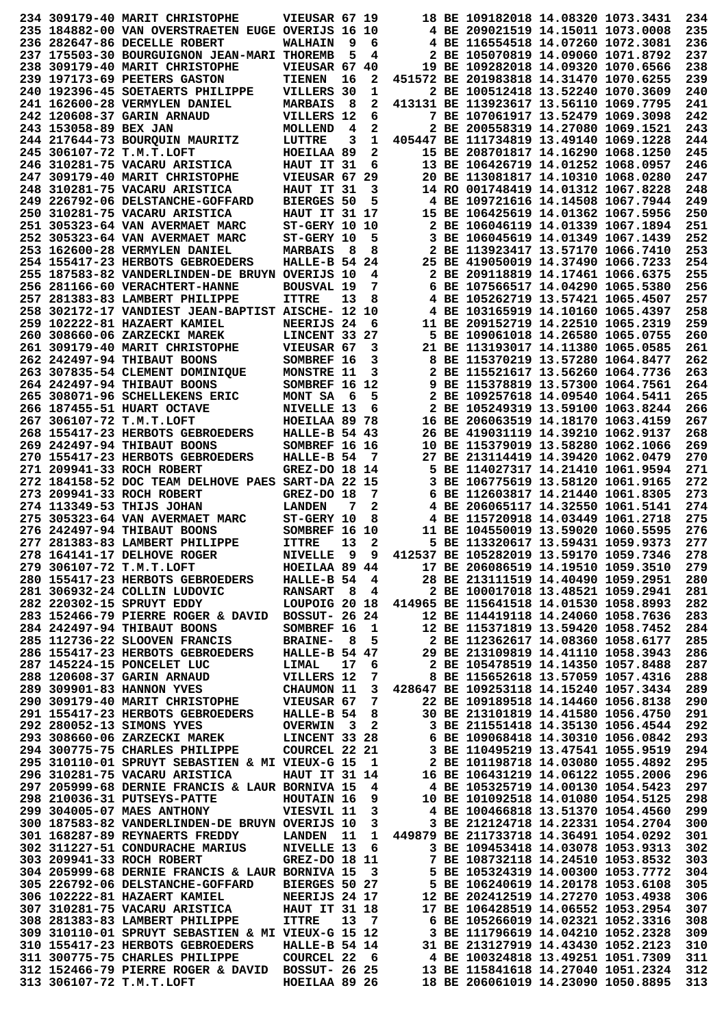```
234 309179-40 MARIT CHRISTOPHE      VIEUSAR 67 19       18 BE 109182018 14.08320 1073.3431  234
235 184882-00 VAN OVERSTRAETEN EUGE OVERIJS 16 10        4 BE 209021519 14.15011 1073.0008  235
236 282647-86 DECELLE ROBERT        WALHAIN  9  6        4 BE 116554518 14.07260 1072.3081  236
237 175503-30 BOURGUIGNON JEAN-MARI THOREMB  5  4        2 BE 105070819 14.09160 1071.8792  237
238 309179-40 MARIT CHRISTOPHE      VIEUSAR 67 40       19 BE 109282018 14.09320 1070.6566  238
239 197173-69 PEETERS GASTON        TIENEN  16  2 451572 BE 201983818 14.31470 1070.6255  239
240 192396-45 SOETAERTS PHILIPPE    VILLERS 30  1        2 BE 100512418 13.52240 1070.3609  240
241 162600-28 VERMYLEN DANIEL       MARBAIS  8  2 413131 BE 113923617 13.56110 1069.7795  241
242 120608-37 GARIN ARNAUD          VILLERS 12  6        7 BE 107061917 13.52479 1069.3098  242
243 153058-89 BEX JAN               MOLLEND  4  2        2 BE 200558319 14.27080 1069.1521  243
244 217644-73 BOURQUIN MAURITZ      LUTTRE   3  1 405447 BE 111734819 13.49140 1069.1228  244
245 306107-72 T.M.T.LOFT            HOEILAA 89  2       15 BE 208701817 14.16290 1068.1250  245
246 310281-75 VACARU ARISTICA       HAUT IT 31  6       13 BE 106426719 14.01252 1068.0957  246
247 309179-40 MARIT CHRISTOPHE      VIEUSAR 67 29       20 BE 113081817 14.10310 1068.0280  247
248 310281-75 VACARU ARISTICA       HAUT IT 31  3       14 RO 001748419 14.01312 1067.8228  248
249 226792-06 DELSTANCHE-GOFFARD    BIERGES 50  5        4 BE 109721616 14.14508 1067.7944  249
250 310281-75 VACARU ARISTICA       HAUT IT 31 17       15 BE 106425619 14.01362 1067.5956  250
251 305323-64 VAN AVERMAET MARC     ST-GERY 10 10        2 BE 106046119 14.01339 1067.1894  251
252 305323-64 VAN AVERMAET MARC     ST-GERY 10  5        3 BE 106045619 14.01349 1067.1439  252
253 162600-28 VERMYLEN DANIEL       MARBAIS  8  8        2 BE 113923417 13.57170 1066.7410  253
254 155417-23 HERBOTS GEBROEDERS    HALLE-B 54 24       25 BE 419050019 14.37490 1066.7233  254
255 187583-82 VANDERLINDEN-DE BRUYN OVERIJS 10  4        2 BE 209118819 14.17461 1066.6375  255
256 281166-60 VERACHTERT-HANNE      BOUSVAL 19  7        6 BE 107566517 14.04290 1065.5380  256
257 281383-83 LAMBERT PHILIPPE      ITTRE   13  8        4 BE 105262719 13.57421 1065.4507  257
258 302172-17 VANDIEST JEAN-BAPTIST AISCHE- 12 10        4 BE 103165919 14.10160 1065.4397  258
259 102222-81 HAZAERT KAMIEL        NEERIJS 24  6       11 BE 209152719 14.22510 1065.2319  259
260 308660-06 ZARZECKI MAREK        LINCENT 33 27        5 BE 109061018 14.26580 1065.0755  260
261 309179-40 MARIT CHRISTOPHE      VIEUSAR 67  3       21 BE 113193017 14.11380 1065.0585  261
262 242497-94 THIBAUT BOONS         SOMBREF 16  3        8 BE 115370219 13.57280 1064.8477  262
263 307835-54 CLEMENT DOMINIQUE     MONSTRE 11  3        2 BE 115521617 13.56260 1064.7736  263
264 242497-94 THIBAUT BOONS         SOMBREF 16 12        9 BE 115378819 13.57300 1064.7561  264
265 308071-96 SCHELLEKENS ERIC      MONT SA  6  5        2 BE 109257618 14.09540 1064.5411  265
266 187455-51 HUART OCTAVE          NIVELLE 13  6        2 BE 105249319 13.59100 1063.8244  266
267 306107-72 T.M.T.LOFT            HOEILAA 89 78       16 BE 206063519 14.18170 1063.4159  267
268 155417-23 HERBOTS GEBROEDERS    HALLE-B 54 43       26 BE 419031119 14.39210 1062.9137  268
269 242497-94 THIBAUT BOONS         SOMBREF 16 16       10 BE 115379019 13.58280 1062.1066  269
270 155417-23 HERBOTS GEBROEDERS    HALLE-B 54  7       27 BE 213114419 14.39420 1062.0479  270
271 209941-33 ROCH ROBERT           GREZ-DO 18 14        5 BE 114027317 14.21410 1061.9594  271
272 184158-52 DOC TEAM DELHOVE PAES SART-DA 22 15        3 BE 106775619 13.58120 1061.9165  272
273 209941-33 ROCH ROBERT           GREZ-DO 18  7        6 BE 112603817 14.21440 1061.8305  273
274 113349-53 THIJS JOHAN           LANDEN   7  2        4 BE 206065117 14.32550 1061.5141  274
275 305323-64 VAN AVERMAET MARC     ST-GERY 10  8        4 BE 115720918 14.03449 1061.2718  275
276 242497-94 THIBAUT BOONS         SOMBREF 16 10       11 BE 104550019 13.59020 1060.5595  276
277 281383-83 LAMBERT PHILIPPE      ITTRE   13  2        5 BE 113320617 13.59431 1059.9373  277
278 164141-17 DELHOVE ROGER         NIVELLE  9  9 412537 BE 105282019 13.59170 1059.7346  278
279 306107-72 T.M.T.LOFT            HOEILAA 89 44       17 BE 206086519 14.19510 1059.3510  279
280 155417-23 HERBOTS GEBROEDERS    HALLE-B 54  4       28 BE 213111519 14.40490 1059.2951  280
281 306932-24 COLLIN LUDOVIC        RANSART  8  4        2 BE 100017018 13.48521 1059.2941  281
282 220302-15 SPRUYT EDDY           LOUPOIG 20 18 414965 BE 115641518 14.01530 1058.8993  282
283 152466-79 PIERRE ROGER & DAVID  BOSSUT- 26 24       12 BE 114419118 14.24060 1058.7636  283
284 242497-94 THIBAUT BOONS         SOMBREF 16  1       12 BE 115371819 13.59420 1058.7452  284
285 112736-22 SLOOVEN FRANCIS       BRAINE-  8  5        2 BE 112362617 14.08360 1058.6177  285
286 155417-23 HERBOTS GEBROEDERS    HALLE-B 54 47       29 BE 213109819 14.41110 1058.3943  286
287 145224-15 PONCELET LUC          LIMAL   17  6        2 BE 105478519 14.14350 1057.8488  287
288 120608-37 GARIN ARNAUD          VILLERS 12  7        8 BE 115652618 13.57059 1057.4316  288
289 309901-83 HANNON YVES           CHAUMON 11  3 428647 BE 109253118 14.15240 1057.3434  289
290 309179-40 MARIT CHRISTOPHE      VIEUSAR 67  7       22 BE 109189518 14.14460 1056.8138  290
291 155417-23 HERBOTS GEBROEDERS    HALLE-B 54  8       30 BE 213101819 14.41580 1056.4750  291
292 280052-13 SIMONS YVES           OVERWIN  3  2        3 BE 211551418 14.35130 1056.4544  292
293 308660-06 ZARZECKI MAREK        LINCENT 33 28        6 BE 109068418 14.30310 1056.0842  293
294 300775-75 CHARLES PHILIPPE      COURCEL 22 21        3 BE 110495219 13.47541 1055.9519  294
295 310110-01 SPRUYT SEBASTIEN & MI VIEUX-G 15  1        2 BE 101198718 14.03080 1055.4892  295
296 310281-75 VACARU ARISTICA       HAUT IT 31 14       16 BE 106431219 14.06122 1055.2006  296
297 205999-68 DERNIE FRANCIS & LAUR BORNIVA 15  4        4 BE 105325719 14.00130 1054.5423  297
298 210036-31 PUTSEYS-PATTE         HOUTAIN 16  9       10 BE 101092518 14.01080 1054.5125  298
299 304005-07 MAES ANTHONY          VIESVIL 11  3        4 BE 100466818 13.51370 1054.4560  299
300 187583-82 VANDERLINDEN-DE BRUYN OVERIJS 10  3        3 BE 212124718 14.22331 1054.2704  300
301 168287-89 REYNAERTS FREDDY      LANDEN  11  1 449879 BE 211733718 14.36491 1054.0292  301
302 311227-51 CONDURACHE MARIUS     NIVELLE 13  6        3 BE 109453418 14.03078 1053.9313  302
303 209941-33 ROCH ROBERT           GREZ-DO 18 11        7 BE 108732118 14.24510 1053.8532  303
304 205999-68 DERNIE FRANCIS & LAUR BORNIVA 15  3        5 BE 105324319 14.00300 1053.7772  304
305 226792-06 DELSTANCHE-GOFFARD    BIERGES 50 27        5 BE 106240619 14.20178 1053.6108  305
306 102222-81 HAZAERT KAMIEL        NEERIJS 24 17       12 BE 202412519 14.27270 1053.4938  306
307 310281-75 VACARU ARISTICA       HAUT IT 31 18       17 BE 106428519 14.06552 1053.2954  307
308 281383-83 LAMBERT PHILIPPE      ITTRE   13  7        6 BE 105266019 14.02321 1052.3316  308
309 310110-01 SPRUYT SEBASTIEN & MI VIEUX-G 15 12        3 BE 111796619 14.04210 1052.2328  309
310 155417-23 HERBOTS GEBROEDERS    HALLE-B 54 14       31 BE 213127919 14.43430 1052.2123  310
311 300775-75 CHARLES PHILIPPE      COURCEL 22  6        4 BE 100324818 13.49251 1051.7309  311
312 152466-79 PIERRE ROGER & DAVID  BOSSUT- 26 25       13 BE 115841618 14.27040 1051.2324  312
313 306107-72 T.M.T.LOFT            HOEILAA 89 26       18 BE 206061019 14.23090 1050.8895  313
```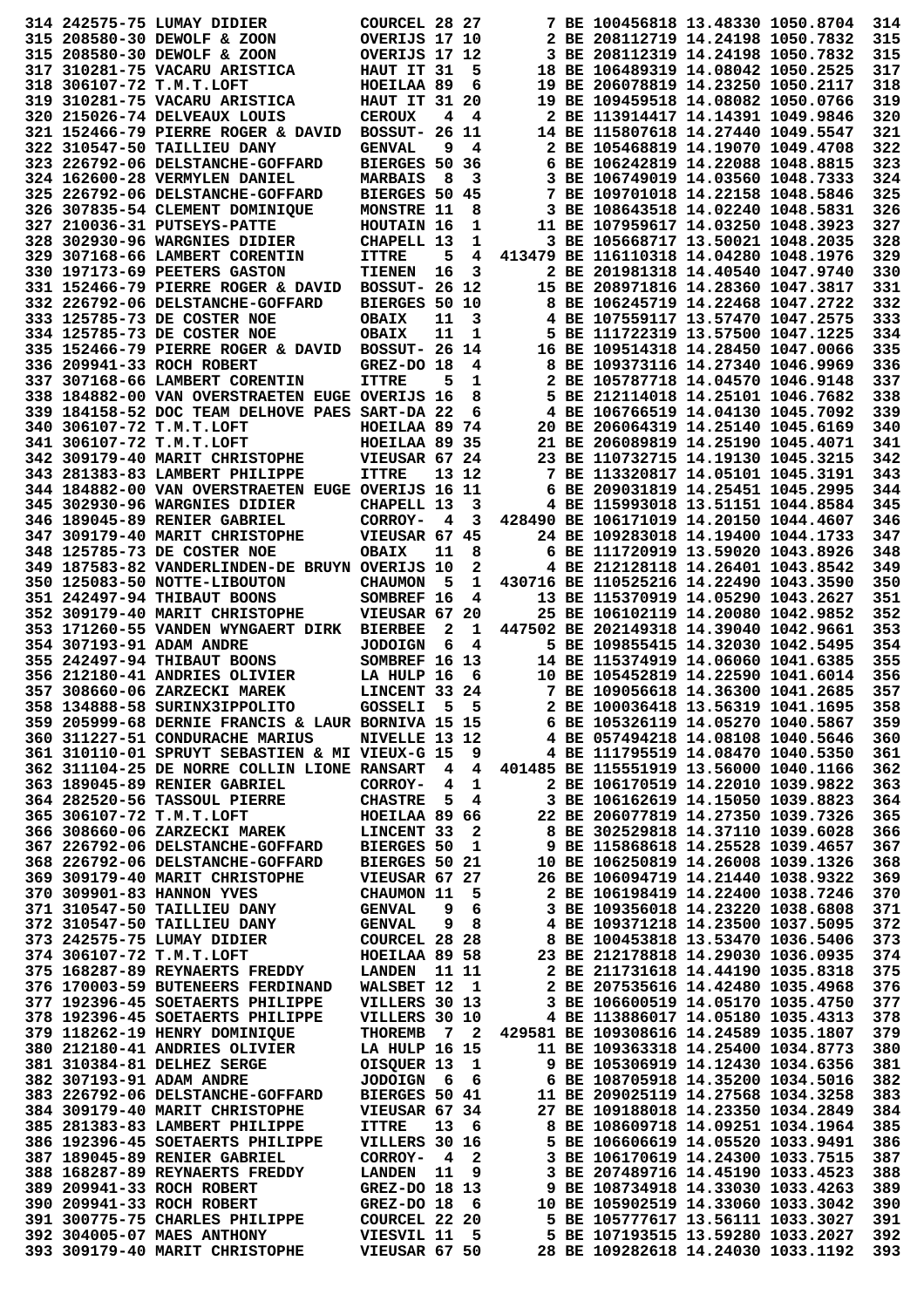```
314 242575-75 LUMAY DIDIER          COURCEL 28 27       7 BE 100456818 13.48330 1050.8704  314
315 208580-30 DEWOLF & ZOON         OVERIJS 17 10       2 BE 208112719 14.24198 1050.7832  315
315 208580-30 DEWOLF & ZOON         OVERIJS 17 12       3 BE 208112619 14.24198 1050.7832  315
317 310281-75 VACARU ARISTICA       HAUT IT 31  5      18 BE 106489319 14.08042 1050.2525  317
318 306107-72 T.M.T.LOFT            HOEILAA 89  6      19 BE 206078819 14.23250 1050.2117  318
319 310281-75 VACARU ARISTICA       HAUT IT 31 20      19 BE 109459518 14.08082 1050.0766  319
320 215026-74 DELVEAUX LOUIS        CEROUX   4  4       2 BE 113914417 14.14391 1049.9846  320
321 152466-79 PIERRE ROGER & DAVID  BOSSUT- 26 11      14 BE 115807618 14.27440 1049.5547  321
322 310547-50 TAILLIEU DANY         GENVAL   9  4       2 BE 105468819 14.19070 1049.4708  322
323 226792-06 DELSTANCHE-GOFFARD    BIERGES 50 36       6 BE 106242819 14.22088 1048.8815  323
324 162600-28 VERMYLEN DANIEL       MARBAIS  8  3       3 BE 106749019 14.03560 1048.7333  324
325 226792-06 DELSTANCHE-GOFFARD    BIERGES 50 45       7 BE 109701018 14.22158 1048.5846  325
326 307835-54 CLEMENT DOMINIQUE     MONSTRE 11  8       3 BE 108643518 14.02240 1048.5831  326
327 210036-31 PUTSEYS-PATTE         HOUTAIN 16  1      11 BE 107959617 14.03250 1048.3923  327
328 302930-96 WARGNIES DIDIER       CHAPELL 13  1       3 BE 105668717 13.50021 1048.2035  328
329 307168-66 LAMBERT CORENTIN      ITTRE    5  4  413479 BE 116110318 14.04280 1048.1976  329
330 197173-69 PEETERS GASTON        TIENEN  16  3       2 BE 201981318 14.40540 1047.9740  330
331 152466-79 PIERRE ROGER & DAVID  BOSSUT- 26 12      15 BE 208971816 14.28360 1047.3817  331
332 226792-06 DELSTANCHE-GOFFARD    BIERGES 50 10       8 BE 106245719 14.22468 1047.2722  332
333 125785-73 DE COSTER NOE         OBAIX   11  3       4 BE 107559117 13.57470 1047.2575  333
334 125785-73 DE COSTER NOE         OBAIX   11  1       5 BE 111722319 13.57500 1047.1225  334
335 152466-79 PIERRE ROGER & DAVID  BOSSUT- 26 14      16 BE 109514318 14.28450 1047.0066  335
336 209941-33 ROCH ROBERT           GREZ-DO 18  4       8 BE 109373116 14.27340 1046.9969  336
337 307168-66 LAMBERT CORENTIN      ITTRE    5  1       2 BE 105787718 14.04570 1046.9148  337
338 184882-00 VAN OVERSTRAETEN EUGE OVERIJS 16  8       5 BE 212114018 14.25101 1046.7682  338
339 184158-52 DOC TEAM DELHOVE PAES SART-DA 22  6       4 BE 106766519 14.04130 1045.7092  339
340 306107-72 T.M.T.LOFT            HOEILAA 89 74      20 BE 206064319 14.25140 1045.6169  340
341 306107-72 T.M.T.LOFT            HOEILAA 89 35      21 BE 206089819 14.25190 1045.4071  341
342 309179-40 MARIT CHRISTOPHE      VIEUSAR 67 24      23 BE 110732715 14.19130 1045.3215  342
343 281383-83 LAMBERT PHILIPPE      ITTRE   13 12       7 BE 113320817 14.05101 1045.3191  343
344 184882-00 VAN OVERSTRAETEN EUGE OVERIJS 16 11       6 BE 209031819 14.25451 1045.2995  344
345 302930-96 WARGNIES DIDIER       CHAPELL 13  3       4 BE 115993018 13.51151 1044.8584  345
346 189045-89 RENIER GABRIEL        CORROY-  4  3  428490 BE 106171019 14.20150 1044.4607  346
347 309179-40 MARIT CHRISTOPHE      VIEUSAR 67 45      24 BE 109283018 14.19400 1044.1733  347
348 125785-73 DE COSTER NOE         OBAIX   11  8       6 BE 111720919 13.59020 1043.8926  348
349 187583-82 VANDERLINDEN-DE BRUYN OVERIJS 10  2       4 BE 212128118 14.26401 1043.8542  349
350 125083-50 NOTTE-LIBOUTON        CHAUMON  5  1  430716 BE 110525216 14.22490 1043.3590  350
351 242497-94 THIBAUT BOONS         SOMBREF 16  4      13 BE 115370919 14.05290 1043.2627  351
352 309179-40 MARIT CHRISTOPHE      VIEUSAR 67 20      25 BE 106102119 14.20080 1042.9852  352
353 171260-55 VANDEN WYNGAERT DIRK  BIERBEE  2  1  447502 BE 202149318 14.39040 1042.9661  353
354 307193-91 ADAM ANDRE            JODOIGN  6  4       5 BE 109855415 14.32030 1042.5495  354
355 242497-94 THIBAUT BOONS         SOMBREF 16 13      14 BE 115374919 14.06060 1041.6385  355
356 212180-41 ANDRIES OLIVIER       LA HULP 16  6      10 BE 105452819 14.22590 1041.6014  356
357 308660-06 ZARZECKI MAREK        LINCENT 33 24       7 BE 109056618 14.36300 1041.2685  357
358 134888-58 SURINX3IPPOLITO       GOSSELI  5  5       2 BE 100036418 13.56319 1041.1695  358
359 205999-68 DERNIE FRANCIS & LAUR BORNIVA 15 15       6 BE 105326119 14.05270 1040.5867  359
360 311227-51 CONDURACHE MARIUS     NIVELLE 13 12       4 BE 057494218 14.08180 1040.5646  360
361 310110-01 SPRUYT SEBASTIEN & MI VIEUX-G 15  9       4 BE 111795519 14.08470 1040.5350  361
362 311104-25 DE NORRE COLLIN LIONE RANSART  4  4  401485 BE 115551919 13.56000 1040.1166  362
363 189045-89 RENIER GABRIEL        CORROY-  4  1       2 BE 106170519 14.22010 1039.9822  363
364 282520-56 TASSOUL PIERRE        CHASTRE  5  4       3 BE 106162619 14.15050 1039.8823  364
365 306107-72 T.M.T.LOFT            HOEILAA 89 66      22 BE 206077819 14.27350 1039.7326  365
366 308660-06 ZARZECKI MAREK        LINCENT 33  2       8 BE 302529818 14.37110 1039.6028  366
367 226792-06 DELSTANCHE-GOFFARD    BIERGES 50  1       9 BE 115868618 14.25528 1039.4657  367
368 226792-06 DELSTANCHE-GOFFARD    BIERGES 50 21      10 BE 106250819 14.26008 1039.1326  368
369 309179-40 MARIT CHRISTOPHE      VIEUSAR 67 27      26 BE 106094719 14.21440 1038.9322  369
370 309901-83 HANNON YVES           CHAUMON 11  5       2 BE 106198419 14.22400 1038.7246  370
371 310547-50 TAILLIEU DANY         GENVAL   9  6       3 BE 109356018 14.23220 1038.6808  371
372 310547-50 TAILLIEU DANY         GENVAL   9  8       4 BE 109371218 14.23500 1037.5095  372
373 242575-75 LUMAY DIDIER          COURCEL 28 28       8 BE 100453818 13.53470 1036.5406  373
374 306107-72 T.M.T.LOFT            HOEILAA 89 58      23 BE 212178818 14.29030 1036.0935  374
375 168287-89 REYNAERTS FREDDY      LANDEN  11 11       2 BE 211731618 14.44190 1035.8318  375
376 170003-59 BUTENEERS FERDINAND   WALSBET 12  1       2 BE 207535616 14.42480 1035.4968  376
377 192396-45 SOETAERTS PHILIPPE    VILLERS 30 13       3 BE 106600519 14.05170 1035.4750  377
378 192396-45 SOETAERTS PHILIPPE    VILLERS 30 10       4 BE 113886017 14.05180 1035.4313  378
379 118262-19 HENRY DOMINIQUE       THOREMB  7  2  429581 BE 109308616 14.24589 1035.1807  379
380 212180-41 ANDRIES OLIVIER       LA HULP 16 15      11 BE 109363318 14.25400 1034.8773  380
381 310384-81 DELHEZ SERGE          OISQUER 13  1       9 BE 105306919 14.12430 1034.6356  381
382 307193-91 ADAM ANDRE            JODOIGN  6  6       6 BE 108705918 14.35200 1034.5016  382
383 226792-06 DELSTANCHE-GOFFARD    BIERGES 50 41      11 BE 209025119 14.27568 1034.3258  383
384 309179-40 MARIT CHRISTOPHE      VIEUSAR 67 34      27 BE 109188018 14.23350 1034.2849  384
385 281383-83 LAMBERT PHILIPPE      ITTRE   13  6       8 BE 108609718 14.09251 1034.1964  385
386 192396-45 SOETAERTS PHILIPPE    VILLERS 30 16       5 BE 106606619 14.05520 1033.9491  386
387 189045-89 RENIER GABRIEL        CORROY-  4  2       3 BE 106170619 14.24300 1033.7515  387
388 168287-89 REYNAERTS FREDDY      LANDEN  11  9       3 BE 207489716 14.45190 1033.4523  388
389 209941-33 ROCH ROBERT           GREZ-DO 18 13       9 BE 108734918 14.33030 1033.4263  389
390 209941-33 ROCH ROBERT           GREZ-DO 18  6      10 BE 105902519 14.33060 1033.3042  390
391 300775-75 CHARLES PHILIPPE      COURCEL 22 20       5 BE 105777617 13.56111 1033.3027  391
392 304005-07 MAES ANTHONY          VIESVIL 11  5       5 BE 107193515 13.59280 1033.2027  392
393 309179-40 MARIT CHRISTOPHE      VIEUSAR 67 50      28 BE 109282618 14.24030 1033.1192  393
```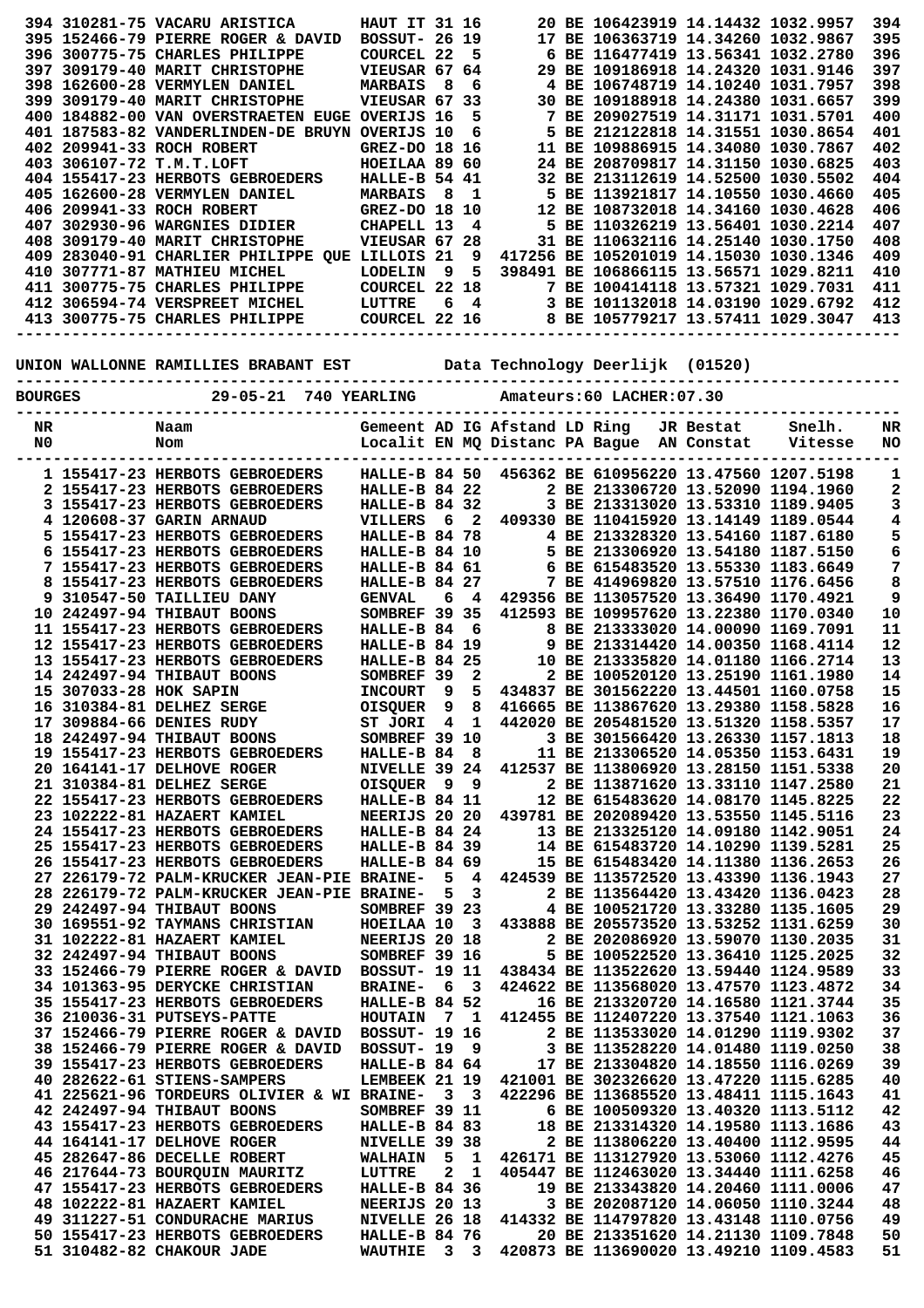| NR | Licence | Naam | Gemeent | AD | IG | Afstand | LD | Ring | JR | Bestat | Snelh. | NR |
|---|---|---|---|---|---|---|---|---|---|---|---|---|
| 394 | 310281-75 | VACARU ARISTICA | HAUT IT | 31 | 16 | 20 | BE | 1064239 | 19 | 14.14432 | 1032.9957 | 394 |
| 395 | 152466-79 | PIERRE ROGER & DAVID | BOSSUT- | 26 | 19 | 17 | BE | 1063637 | 19 | 14.34260 | 1032.9867 | 395 |
| 396 | 300775-75 | CHARLES PHILIPPE | COURCEL | 22 | 5 | 6 | BE | 1164774 | 19 | 13.56341 | 1032.2780 | 396 |
| 397 | 309179-40 | MARIT CHRISTOPHE | VIEUSAR | 67 | 64 | 29 | BE | 1091869 | 18 | 14.24320 | 1031.9146 | 397 |
| 398 | 162600-28 | VERMYLEN DANIEL | MARBAIS | 8 | 6 | 4 | BE | 1067487 | 19 | 14.10240 | 1031.7957 | 398 |
| 399 | 309179-40 | MARIT CHRISTOPHE | VIEUSAR | 67 | 33 | 30 | BE | 1091889 | 18 | 14.24380 | 1031.6657 | 399 |
| 400 | 184882-00 | VAN OVERSTRAETEN EUGE | OVERIJS | 16 | 5 | 7 | BE | 2090275 | 19 | 14.31171 | 1031.5701 | 400 |
| 401 | 187583-82 | VANDERLINDEN-DE BRUYN | OVERIJS | 10 | 6 | 5 | BE | 2121228 | 18 | 14.31551 | 1030.8654 | 401 |
| 402 | 209941-33 | ROCH ROBERT | GREZ-DO | 18 | 16 | 11 | BE | 1098869 | 15 | 14.34080 | 1030.7867 | 402 |
| 403 | 306107-72 | T.M.T.LOFT | HOEILAA | 89 | 60 | 24 | BE | 2087098 | 17 | 14.31150 | 1030.6825 | 403 |
| 404 | 155417-23 | HERBOTS GEBROEDERS | HALLE-B | 54 | 41 | 32 | BE | 2131126 | 19 | 14.52500 | 1030.5502 | 404 |
| 405 | 162600-28 | VERMYLEN DANIEL | MARBAIS | 8 | 1 | 5 | BE | 1139218 | 17 | 14.10550 | 1030.4660 | 405 |
| 406 | 209941-33 | ROCH ROBERT | GREZ-DO | 18 | 10 | 12 | BE | 1087320 | 18 | 14.34160 | 1030.4628 | 406 |
| 407 | 302930-96 | WARGNIES DIDIER | CHAPELL | 13 | 4 | 5 | BE | 1103262 | 19 | 13.56401 | 1030.2214 | 407 |
| 408 | 309179-40 | MARIT CHRISTOPHE | VIEUSAR | 67 | 28 | 31 | BE | 1106321 | 16 | 14.25140 | 1030.1750 | 408 |
| 409 | 283040-91 | CHARLIER PHILIPPE QUE | LILLOIS | 21 | 9 | 417256 | BE | 1052010 | 19 | 14.15030 | 1030.1346 | 409 |
| 410 | 307771-87 | MATHIEU MICHEL | LODELIN | 9 | 5 | 398491 | BE | 1068661 | 15 | 13.56571 | 1029.8211 | 410 |
| 411 | 300775-75 | CHARLES PHILIPPE | COURCEL | 22 | 18 | 7 | BE | 1004141 | 18 | 13.57321 | 1029.7031 | 411 |
| 412 | 306594-74 | VERSPREET MICHEL | LUTTRE | 6 | 4 | 3 | BE | 1011320 | 18 | 14.03190 | 1029.6792 | 412 |
| 413 | 300775-75 | CHARLES PHILIPPE | COURCEL | 22 | 16 | 8 | BE | 1057792 | 17 | 13.57411 | 1029.3047 | 413 |

UNION WALLONNE RAMILLIES BRABANT EST          Data Technology Deerlijk  (01520)

BOURGES          29-05-21  740 YEARLING          Amateurs:60 LACHER:07.30

| NR<br>NO | Licence | Naam<br>Nom | Gemeent<br>Localit | AD<br>EN | IG<br>MQ | Afstand<br>Distanc | LD<br>PA | Ring<br>Bague | JR<br>AN | Bestat<br>Constat | Snelh.<br>Vitesse | NR<br>NO |
|---|---|---|---|---|---|---|---|---|---|---|---|---|
| 1 | 155417-23 | HERBOTS GEBROEDERS | HALLE-B | 84 | 50 | 456362 | BE | 6109562 | 20 | 13.47560 | 1207.5198 | 1 |
| 2 | 155417-23 | HERBOTS GEBROEDERS | HALLE-B | 84 | 22 | 2 | BE | 2133067 | 20 | 13.52090 | 1194.1960 | 2 |
| 3 | 155417-23 | HERBOTS GEBROEDERS | HALLE-B | 84 | 32 | 3 | BE | 2133130 | 20 | 13.53310 | 1189.9405 | 3 |
| 4 | 120608-37 | GARIN ARNAUD | VILLERS | 6 | 2 | 409330 | BE | 1104159 | 20 | 13.14149 | 1189.0544 | 4 |
| 5 | 155417-23 | HERBOTS GEBROEDERS | HALLE-B | 84 | 78 | 4 | BE | 2133288 | 20 | 13.54160 | 1187.6180 | 5 |
| 6 | 155417-23 | HERBOTS GEBROEDERS | HALLE-B | 84 | 10 | 5 | BE | 2133069 | 20 | 13.54180 | 1187.5150 | 6 |
| 7 | 155417-23 | HERBOTS GEBROEDERS | HALLE-B | 84 | 61 | 6 | BE | 6154835 | 20 | 13.55330 | 1183.6649 | 7 |
| 8 | 155417-23 | HERBOTS GEBROEDERS | HALLE-B | 84 | 27 | 7 | BE | 4149698 | 20 | 13.57510 | 1176.6456 | 8 |
| 9 | 310547-50 | TAILLIEU DANY | GENVAL | 6 | 4 | 429356 | BE | 1130575 | 20 | 13.36490 | 1170.4921 | 9 |
| 10 | 242497-94 | THIBAUT BOONS | SOMBREF | 39 | 35 | 412593 | BE | 1099576 | 20 | 13.22380 | 1170.0340 | 10 |
| 11 | 155417-23 | HERBOTS GEBROEDERS | HALLE-B | 84 | 6 | 8 | BE | 2133330 | 20 | 14.00090 | 1169.7091 | 11 |
| 12 | 155417-23 | HERBOTS GEBROEDERS | HALLE-B | 84 | 19 | 9 | BE | 2133144 | 20 | 14.00350 | 1168.4114 | 12 |
| 13 | 155417-23 | HERBOTS GEBROEDERS | HALLE-B | 84 | 25 | 10 | BE | 2133358 | 20 | 14.01180 | 1166.2714 | 13 |
| 14 | 242497-94 | THIBAUT BOONS | SOMBREF | 39 | 2 | 2 | BE | 1005201 | 20 | 13.25190 | 1161.1980 | 14 |
| 15 | 307033-28 | HOK SAPIN | INCOURT | 9 | 5 | 434837 | BE | 3015622 | 20 | 13.44501 | 1160.0758 | 15 |
| 16 | 310384-81 | DELHEZ SERGE | OISQUER | 9 | 8 | 416665 | BE | 1138676 | 20 | 13.29380 | 1158.5828 | 16 |
| 17 | 309884-66 | DENIES RUDY | ST JORI | 4 | 1 | 442020 | BE | 2054815 | 20 | 13.51230 | 1158.5357 | 17 |
| 18 | 242497-94 | THIBAUT BOONS | SOMBREF | 39 | 10 | 3 | BE | 3015664 | 20 | 13.26330 | 1157.1813 | 18 |
| 19 | 155417-23 | HERBOTS GEBROEDERS | HALLE-B | 84 | 8 | 11 | BE | 2133065 | 20 | 14.05350 | 1153.6431 | 19 |
| 20 | 164141-17 | DELHOVE ROGER | NIVELLE | 39 | 24 | 412537 | BE | 1138069 | 20 | 13.28150 | 1151.5338 | 20 |
| 21 | 310384-81 | DELHEZ SERGE | OISQUER | 9 | 9 | 2 | BE | 1138716 | 20 | 13.33110 | 1147.2580 | 21 |
| 22 | 155417-23 | HERBOTS GEBROEDERS | HALLE-B | 84 | 11 | 12 | BE | 6154836 | 20 | 14.08170 | 1145.8225 | 22 |
| 23 | 102222-81 | HAZAERT KAMIEL | NEERIJS | 20 | 20 | 439781 | BE | 2020894 | 20 | 13.53550 | 1145.5116 | 23 |
| 24 | 155417-23 | HERBOTS GEBROEDERS | HALLE-B | 84 | 24 | 13 | BE | 2133251 | 20 | 14.09180 | 1142.9051 | 24 |
| 25 | 155417-23 | HERBOTS GEBROEDERS | HALLE-B | 84 | 39 | 14 | BE | 6154837 | 20 | 14.10290 | 1139.5281 | 25 |
| 26 | 155417-23 | HERBOTS GEBROEDERS | HALLE-B | 84 | 69 | 15 | BE | 6154834 | 20 | 14.11380 | 1136.2653 | 26 |
| 27 | 226179-72 | PALM-KRUCKER JEAN-PIE | BRAINE- | 5 | 4 | 424539 | BE | 1135725 | 20 | 13.43390 | 1136.1943 | 27 |
| 28 | 226179-72 | PALM-KRUCKER JEAN-PIE | BRAINE- | 5 | 3 | 2 | BE | 1135644 | 20 | 13.43420 | 1136.0423 | 28 |
| 29 | 242497-94 | THIBAUT BOONS | SOMBREF | 39 | 23 | 4 | BE | 1005217 | 20 | 13.33280 | 1135.1605 | 29 |
| 30 | 169551-92 | TAYMANS CHRISTIAN | HOEILAA | 10 | 3 | 433888 | BE | 2055735 | 20 | 13.53252 | 1131.6259 | 30 |
| 31 | 102222-81 | HAZAERT KAMIEL | NEERIJS | 20 | 18 | 2 | BE | 2020869 | 20 | 13.59070 | 1130.2035 | 31 |
| 32 | 242497-94 | THIBAUT BOONS | SOMBREF | 39 | 16 | 5 | BE | 1005225 | 20 | 13.36410 | 1125.2025 | 32 |
| 33 | 152466-79 | PIERRE ROGER & DAVID | BOSSUT- | 19 | 11 | 438434 | BE | 1135226 | 20 | 13.59440 | 1124.9589 | 33 |
| 34 | 101363-95 | DERYCKE CHRISTIAN | BRAINE- | 6 | 3 | 424622 | BE | 1135680 | 20 | 13.47570 | 1123.4872 | 34 |
| 35 | 155417-23 | HERBOTS GEBROEDERS | HALLE-B | 84 | 52 | 16 | BE | 2133207 | 20 | 14.16580 | 1121.3744 | 35 |
| 36 | 210036-31 | PUTSEYS-PATTE | HOUTAIN | 7 | 1 | 412455 | BE | 1124072 | 20 | 13.37540 | 1121.1063 | 36 |
| 37 | 152466-79 | PIERRE ROGER & DAVID | BOSSUT- | 19 | 16 | 2 | BE | 1135330 | 20 | 14.01290 | 1119.9302 | 37 |
| 38 | 152466-79 | PIERRE ROGER & DAVID | BOSSUT- | 19 | 9 | 3 | BE | 1135282 | 20 | 14.01480 | 1119.0250 | 38 |
| 39 | 155417-23 | HERBOTS GEBROEDERS | HALLE-B | 84 | 64 | 17 | BE | 2133042 | 20 | 14.18550 | 1116.0269 | 39 |
| 40 | 282622-61 | STIENS-SAMPERS | LEMBEEK | 21 | 19 | 421001 | BE | 3023266 | 20 | 13.47220 | 1115.6285 | 40 |
| 41 | 225621-96 | TORDEURS OLIVIER & WI | BRAINE- | 3 | 3 | 422296 | BE | 1136855 | 20 | 13.48411 | 1115.1643 | 41 |
| 42 | 242497-94 | THIBAUT BOONS | SOMBREF | 39 | 11 | 6 | BE | 1005093 | 20 | 13.40320 | 1113.5112 | 42 |
| 43 | 155417-23 | HERBOTS GEBROEDERS | HALLE-B | 84 | 83 | 18 | BE | 2133143 | 20 | 14.19580 | 1113.1686 | 43 |
| 44 | 164141-17 | DELHOVE ROGER | NIVELLE | 39 | 38 | 2 | BE | 1138062 | 20 | 13.40400 | 1112.9595 | 44 |
| 45 | 282647-86 | DECELLE ROBERT | WALHAIN | 5 | 1 | 426171 | BE | 1131279 | 20 | 13.53060 | 1112.4276 | 45 |
| 46 | 217644-73 | BOURQUIN MAURITZ | LUTTRE | 2 | 1 | 405447 | BE | 1124630 | 20 | 13.34400 | 1111.6258 | 46 |
| 47 | 155417-23 | HERBOTS GEBROEDERS | HALLE-B | 84 | 36 | 19 | BE | 2133438 | 20 | 14.20460 | 1111.0006 | 47 |
| 48 | 102222-81 | HAZAERT KAMIEL | NEERIJS | 20 | 13 | 3 | BE | 2020871 | 20 | 14.06050 | 1110.3244 | 48 |
| 49 | 311227-51 | CONDURACHE MARIUS | NIVELLE | 26 | 18 | 414332 | BE | 1147978 | 20 | 13.43148 | 1110.0756 | 49 |
| 50 | 155417-23 | HERBOTS GEBROEDERS | HALLE-B | 84 | 76 | 20 | BE | 2133516 | 20 | 14.21130 | 1109.7848 | 50 |
| 51 | 310482-82 | CHAKOUR JADE | WAUTHIE | 3 | 3 | 420873 | BE | 1136900 | 20 | 13.49210 | 1109.4583 | 51 |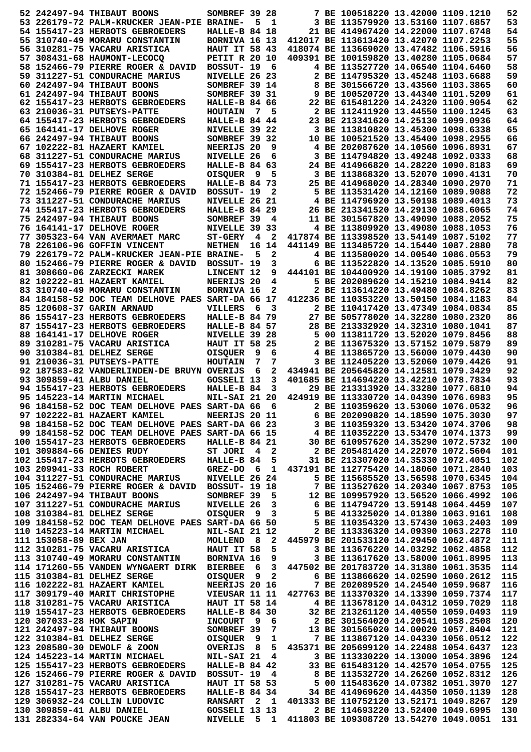```
 52 242497-94 THIBAUT BOONS         SOMBREF 39 28       7 BE 100518220 13.42000 1109.1210   52
 53 226179-72 PALM-KRUCKER JEAN-PIE BRAINE-  5  1       3 BE 113579920 13.53160 1107.6857   53
 54 155417-23 HERBOTS GEBROEDERS    HALLE-B 84 18      21 BE 414967420 14.22000 1107.6748   54
 55 310740-49 MORARU CONSTANTIN     BORNIVA 16 13  412017 BE 113613420 13.42070 1107.2253   55
 56 310281-75 VACARU ARISTICA       HAUT IT 58 43  418074 BE 113669020 13.47482 1106.5916   56
 57 308431-68 HAUMONT-LECOCQ        PETIT R 20 10  409391 BE 100159820 13.40280 1105.0684   57
 58 152466-79 PIERRE ROGER & DAVID  BOSSUT- 19  6       4 BE 113527420 14.06540 1104.6460   58
 59 311227-51 CONDURACHE MARIUS     NIVELLE 26 23       2 BE 114795320 13.45248 1103.6688   59
 60 242497-94 THIBAUT BOONS         SOMBREF 39 14       8 BE 301566720 13.43560 1103.3865   60
 61 242497-94 THIBAUT BOONS         SOMBREF 39 31       9 BE 100520720 13.44340 1101.5209   61
 62 155417-23 HERBOTS GEBROEDERS    HALLE-B 84 66      22 BE 615481220 14.24320 1100.9054   62
 63 210036-31 PUTSEYS-PATTE         HOUTAIN  7  5       2 BE 112411920 13.44550 1100.1245   63
 64 155417-23 HERBOTS GEBROEDERS    HALLE-B 84 44      23 BE 213341620 14.25130 1099.0936   64
 65 164141-17 DELHOVE ROGER         NIVELLE 39 22       3 BE 113810820 13.45300 1098.6338   65
 66 242497-94 THIBAUT BOONS         SOMBREF 39 32      10 BE 100521520 13.45400 1098.2955   66
 67 102222-81 HAZAERT KAMIEL        NEERIJS 20  9       4 BE 202087620 14.10560 1096.8931   67
 68 311227-51 CONDURACHE MARIUS     NIVELLE 26  6       3 BE 114794820 13.49248 1092.0333   68
 69 155417-23 HERBOTS GEBROEDERS    HALLE-B 84 63      24 BE 414966820 14.28220 1090.8183   69
 70 310384-81 DELHEZ SERGE          OISQUER  9  5       3 BE 113868320 13.52070 1090.4131   70
 71 155417-23 HERBOTS GEBROEDERS    HALLE-B 84 73      25 BE 414968020 14.28340 1090.2970   71
 72 152466-79 PIERRE ROGER & DAVID  BOSSUT- 19  2       5 BE 113531420 14.12160 1089.9088   72
 73 311227-51 CONDURACHE MARIUS     NIVELLE 26 21       4 BE 114796920 13.50198 1089.4013   73
 74 155417-23 HERBOTS GEBROEDERS    HALLE-B 84 29      26 BE 213341520 14.29130 1088.6065   74
 75 242497-94 THIBAUT BOONS         SOMBREF 39  4      11 BE 301567820 13.49090 1088.2052   75
 76 164141-17 DELHOVE ROGER         NIVELLE 39 33       4 BE 113809920 13.49080 1088.1053   76
 77 305323-64 VAN AVERMAET MARC     ST-GERY  4  2  417874 BE 113398520 13.54149 1087.5102   77
 78 226106-96 GOFFIN VINCENT        NETHEN  16 14  441149 BE 113485720 14.15440 1087.2880   78
 79 226179-72 PALM-KRUCKER JEAN-PIE BRAINE-  5  2       4 BE 113580020 14.00540 1086.0553   79
 80 152466-79 PIERRE ROGER & DAVID  BOSSUT- 19  3       6 BE 113522820 14.13520 1085.5910   80
 81 308660-06 ZARZECKI MAREK        LINCENT 12  9  444101 BE 104400920 14.19100 1085.3792   81
 82 102222-81 HAZAERT KAMIEL        NEERIJS 20  4       5 BE 202089620 14.15210 1084.9414   82
 83 310740-49 MORARU CONSTANTIN     BORNIVA 16  2       2 BE 113614220 13.49480 1084.8262   83
 84 184158-52 DOC TEAM DELHOVE PAES SART-DA 66 17  412236 BE 110353220 13.50150 1084.1183   84
 85 120608-37 GARIN ARNAUD          VILLERS  6  3       2 BE 110417420 13.47349 1084.0834   85
 86 155417-23 HERBOTS GEBROEDERS    HALLE-B 84 79      27 BE 505778020 14.32280 1080.2320   86
 87 155417-23 HERBOTS GEBROEDERS    HALLE-B 84 57      28 BE 213332920 14.32310 1080.1041   87
 88 164141-17 DELHOVE ROGER         NIVELLE 39 28       5 00 113811720 13.52020 1079.8456   88
 89 310281-75 VACARU ARISTICA       HAUT IT 58 25       2 BE 113675320 13.57152 1079.5879   89
 90 310384-81 DELHEZ SERGE          OISQUER  9  6       4 BE 113865720 13.56000 1079.4430   90
 91 210036-31 PUTSEYS-PATTE         HOUTAIN  7  7       3 BE 112405220 13.52060 1079.4426   91
 92 187583-82 VANDERLINDEN-DE BRUYN OVERIJS  6  2  434941 BE 205645820 14.12581 1079.3429   92
 93 309859-41 ALBU DANIEL           GOSSELI 13  3  401685 BE 114694220 13.42210 1078.7834   93
 94 155417-23 HERBOTS GEBROEDERS    HALLE-B 84  3      29 BE 213313920 14.33280 1077.6810   94
 95 145223-14 MARTIN MICHAEL        NIL-SAI 21 20  424919 BE 113330720 14.04390 1076.6983   95
 96 184158-52 DOC TEAM DELHOVE PAES SART-DA 66  6       2 BE 110359620 13.53060 1076.0532   96
 97 102222-81 HAZAERT KAMIEL        NEERIJS 20 11       6 BE 202090820 14.18590 1075.3030   97
 98 184158-52 DOC TEAM DELHOVE PAES SART-DA 66 23       3 BE 110359320 13.53420 1074.3706   98
 99 184158-52 DOC TEAM DELHOVE PAES SART-DA 66 15       4 BE 110352220 13.53470 1074.1373   99
100 155417-23 HERBOTS GEBROEDERS    HALLE-B 84 21      30 BE 610957620 14.35290 1072.5732  100
101 309884-66 DENIES RUDY           ST JORI  4  2       2 BE 205481420 14.22070 1072.5604  101
102 155417-23 HERBOTS GEBROEDERS    HALLE-B 84  5      31 BE 213307020 14.35330 1072.4051  102
103 209941-33 ROCH ROBERT           GREZ-DO  6  1  437191 BE 112775420 14.18060 1071.2840  103
104 311227-51 CONDURACHE MARIUS     NIVELLE 26 24       5 BE 115685520 13.56598 1070.6345  104
105 152466-79 PIERRE ROGER & DAVID  BOSSUT- 19 18       7 BE 113527620 14.20340 1067.8753  105
106 242497-94 THIBAUT BOONS         SOMBREF 39  5      12 BE 109957920 13.56520 1066.4992  106
107 311227-51 CONDURACHE MARIUS     NIVELLE 26  3       6 BE 114794720 13.59148 1064.4459  107
108 310384-81 DELHEZ SERGE          OISQUER  9  3       5 BE 413325020 14.01380 1063.9161  108
109 184158-52 DOC TEAM DELHOVE PAES SART-DA 66 50       5 BE 110354320 13.57430 1063.2403  109
110 145223-14 MARTIN MICHAEL        NIL-SAI 21 12       2 BE 113336320 14.09390 1063.2278  110
111 153058-89 BEX JAN               MOLLEND  8  2  445979 BE 201533120 14.29450 1062.4872  111
112 310281-75 VACARU ARISTICA       HAUT IT 58  5       3 BE 113676220 14.03292 1062.4858  112
113 310740-49 MORARU CONSTANTIN     BORNIVA 16  9       3 BE 113617620 13.58000 1061.8995  113
114 171260-55 VANDEN WYNGAERT DIRK  BIERBEE  6  3  447502 BE 201783720 14.31380 1061.3535  114
115 310384-81 DELHEZ SERGE          OISQUER  9  2       6 BE 113866620 14.02590 1060.2612  115
116 102222-81 HAZAERT KAMIEL        NEERIJS 20 16       7 BE 202089520 14.24540 1059.9687  116
117 309179-40 MARIT CHRISTOPHE      VIEUSAR 11 11  427763 BE 113370320 14.13390 1059.7374  117
118 310281-75 VACARU ARISTICA       HAUT IT 58 14       4 BE 113678120 14.04312 1059.7029  118
119 155417-23 HERBOTS GEBROEDERS    HALLE-B 84 30      32 BE 213261120 14.40550 1059.0493  119
120 307033-28 HOK SAPIN             INCOURT  9  6       2 BE 301564020 14.20541 1058.2508  120
121 242497-94 THIBAUT BOONS         SOMBREF 39  7      13 BE 301565020 14.00020 1057.8404  121
122 310384-81 DELHEZ SERGE          OISQUER  9  1       7 BE 113867120 14.04330 1056.0512  122
123 208580-30 DEWOLF & ZOON         OVERIJS  8  5  435371 BE 205699120 14.22488 1054.6437  123
124 145223-14 MARTIN MICHAEL        NIL-SAI 21  4       3 BE 113330220 14.13000 1054.3896  124
125 155417-23 HERBOTS GEBROEDERS    HALLE-B 84 42      33 BE 615483120 14.42570 1054.0755  125
126 152466-79 PIERRE ROGER & DAVID  BOSSUT- 19  4       8 BE 113532720 14.26260 1052.8312  126
127 310281-75 VACARU ARISTICA       HAUT IT 58 53       5 00 115483620 14.07382 1051.3970  127
128 155417-23 HERBOTS GEBROEDERS    HALLE-B 84 34      34 BE 414969620 14.44350 1050.1139  128
129 306932-24 COLLIN LUDOVIC        RANSART  2  1  401333 BE 110752120 13.52171 1049.8267  129
130 309859-41 ALBU DANIEL           GOSSELI 13 13       2 BE 114693220 13.52400 1049.6995  130
131 282334-64 VAN POUCKE JEAN       NIVELLE  5  1  411803 BE 109308720 13.54270 1049.0051  131
```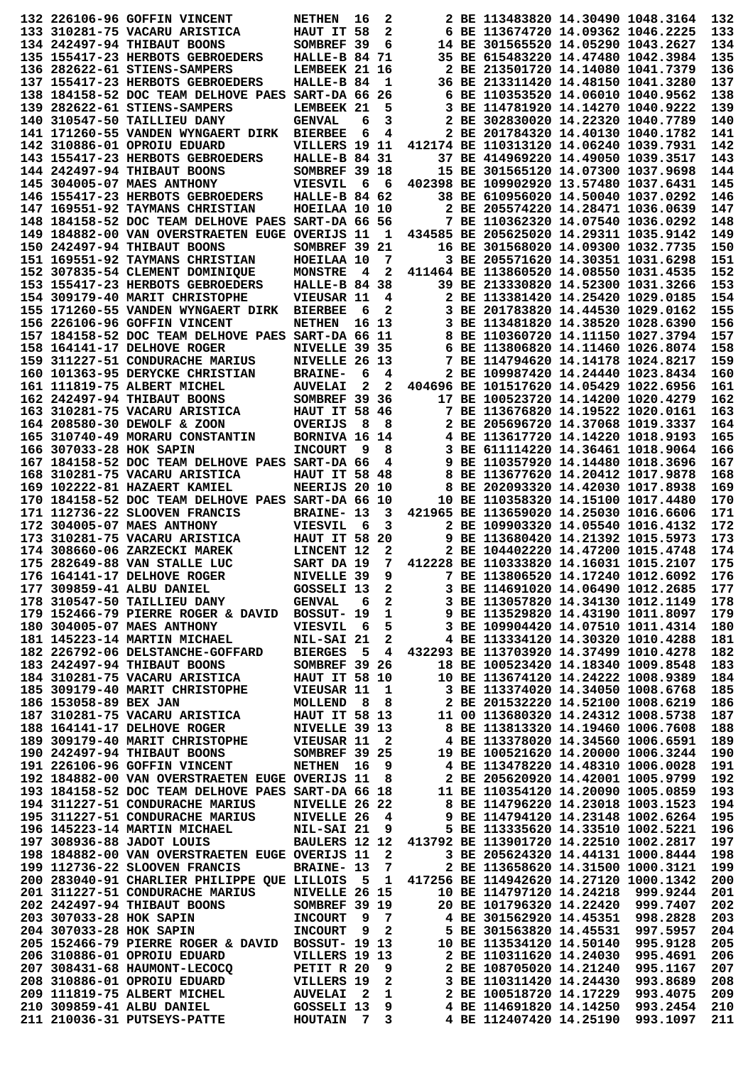```
132 226106-96 GOFFIN VINCENT        NETHEN  16  2        2 BE 113483820 14.30490 1048.3164  132
133 310281-75 VACARU ARISTICA       HAUT IT 58  2        6 BE 113674720 14.09362 1046.2225  133
134 242497-94 THIBAUT BOONS         SOMBREF 39  6       14 BE 301565520 14.05290 1043.2627  134
135 155417-23 HERBOTS GEBROEDERS    HALLE-B 84 71       35 BE 615483220 14.47480 1042.3984  135
136 282622-61 STIENS-SAMPERS        LEMBEEK 21 16        2 BE 213501720 14.14080 1041.7379  136
137 155417-23 HERBOTS GEBROEDERS    HALLE-B 84  1       36 BE 213311420 14.48150 1041.3280  137
138 184158-52 DOC TEAM DELHOVE PAES SART-DA 66 26        6 BE 110353520 14.06010 1040.9562  138
139 282622-61 STIENS-SAMPERS        LEMBEEK 21  5        3 BE 114781920 14.14270 1040.9222  139
140 310547-50 TAILLIEU DANY         GENVAL   6  3        2 BE 302830020 14.22320 1040.7789  140
141 171260-55 VANDEN WYNGAERT DIRK  BIERBEE  6  4        2 BE 201784320 14.40130 1040.1782  141
142 310886-01 OPROIU EDUARD         VILLERS 19 11   412174 BE 110313120 14.06240 1039.7931  142
143 155417-23 HERBOTS GEBROEDERS    HALLE-B 84 31       37 BE 414969220 14.49050 1039.3517  143
144 242497-94 THIBAUT BOONS         SOMBREF 39 18       15 BE 301565120 14.07300 1037.9698  144
145 304005-07 MAES ANTHONY          VIESVIL  6  6   402398 BE 109902920 13.57480 1037.6431  145
146 155417-23 HERBOTS GEBROEDERS    HALLE-B 84 62       38 BE 610956020 14.50040 1037.0292  146
147 169551-92 TAYMANS CHRISTIAN     HOEILAA 10 10        2 BE 205574220 14.28471 1036.0639  147
148 184158-52 DOC TEAM DELHOVE PAES SART-DA 66 56        7 BE 110362320 14.07540 1036.0292  148
149 184882-00 VAN OVERSTRAETEN EUGE OVERIJS 11  1   434585 BE 205625020 14.29311 1035.9142  149
150 242497-94 THIBAUT BOONS         SOMBREF 39 21       16 BE 301568020 14.09300 1032.7735  150
151 169551-92 TAYMANS CHRISTIAN     HOEILAA 10  7        3 BE 205571620 14.30351 1031.6298  151
152 307835-54 CLEMENT DOMINIQUE     MONSTRE  4  2   411464 BE 113860520 14.08550 1031.4535  152
153 155417-23 HERBOTS GEBROEDERS    HALLE-B 84 38       39 BE 213330820 14.52300 1031.3266  153
154 309179-40 MARIT CHRISTOPHE      VIEUSAR 11  4        2 BE 113381420 14.25420 1029.0185  154
155 171260-55 VANDEN WYNGAERT DIRK  BIERBEE  6  2        3 BE 201783820 14.44530 1029.0162  155
156 226106-96 GOFFIN VINCENT        NETHEN  16 13        3 BE 113481820 14.38520 1028.6390  156
157 184158-52 DOC TEAM DELHOVE PAES SART-DA 66 11        8 BE 110360720 14.11150 1027.3794  157
158 164141-17 DELHOVE ROGER         NIVELLE 39 35        6 BE 113806820 14.11460 1026.8074  158
159 311227-51 CONDURACHE MARIUS     NIVELLE 26 13        7 BE 114794620 14.14178 1024.8217  159
160 101363-95 DERYCKE CHRISTIAN     BRAINE-  6  4        2 BE 109987420 14.24440 1023.8434  160
161 111819-75 ALBERT MICHEL         AUVELAI  2  2   404696 BE 101517620 14.05429 1022.6956  161
162 242497-94 THIBAUT BOONS         SOMBREF 39 36       17 BE 100523720 14.14200 1020.4279  162
163 310281-75 VACARU ARISTICA       HAUT IT 58 46        7 BE 113676820 14.19522 1020.0161  163
164 208580-30 DEWOLF & ZOON         OVERIJS  8  8        2 BE 205696720 14.37068 1019.3337  164
165 310740-49 MORARU CONSTANTIN     BORNIVA 16 14        4 BE 113617720 14.14220 1018.9193  165
166 307033-28 HOK SAPIN             INCOURT  9  8        3 BE 611114220 14.36461 1018.9064  166
167 184158-52 DOC TEAM DELHOVE PAES SART-DA 66  4        9 BE 110357920 14.14480 1018.3696  167
168 310281-75 VACARU ARISTICA       HAUT IT 58 48        8 BE 113677620 14.20412 1017.9878  168
169 102222-81 HAZAERT KAMIEL        NEERIJS 20 10        8 BE 202093320 14.42030 1017.8938  169
170 184158-52 DOC TEAM DELHOVE PAES SART-DA 66 10       10 BE 110358320 14.15100 1017.4480  170
171 112736-22 SLOOVEN FRANCIS       BRAINE- 13  3   421965 BE 113659020 14.25030 1016.6606  171
172 304005-07 MAES ANTHONY          VIESVIL  6  3        2 BE 109903320 14.05540 1016.4132  172
173 310281-75 VACARU ARISTICA       HAUT IT 58 20        9 BE 113680420 14.21392 1015.5973  173
174 308660-06 ZARZECKI MAREK        LINCENT 12  2        2 BE 104402220 14.47200 1015.4748  174
175 282649-88 VAN STALLE LUC        SART DA 19  7   412228 BE 110333820 14.16031 1015.2107  175
176 164141-17 DELHOVE ROGER         NIVELLE 39  9        7 BE 113806520 14.17240 1012.6092  176
177 309859-41 ALBU DANIEL           GOSSELI 13  2        3 BE 114691020 14.06490 1012.2685  177
178 310547-50 TAILLIEU DANY         GENVAL   6  2        3 BE 113057820 14.34130 1012.1149  178
179 152466-79 PIERRE ROGER & DAVID  BOSSUT- 19  1        9 BE 113529820 14.43190 1011.8097  179
180 304005-07 MAES ANTHONY          VIESVIL  6  5        3 BE 109904420 14.07510 1011.4314  180
181 145223-14 MARTIN MICHAEL        NIL-SAI 21  2        4 BE 113334120 14.30320 1010.4288  181
182 226792-06 DELSTANCHE-GOFFARD    BIERGES  5  4   432293 BE 113703920 14.37499 1010.4278  182
183 242497-94 THIBAUT BOONS         SOMBREF 39 26       18 BE 100523420 14.18340 1009.8548  183
184 310281-75 VACARU ARISTICA       HAUT IT 58 10       10 BE 113674120 14.24222 1008.9389  184
185 309179-40 MARIT CHRISTOPHE      VIEUSAR 11  1        3 BE 113374020 14.34050 1008.6768  185
186 153058-89 BEX JAN               MOLLEND  8  8        2 BE 201532220 14.52100 1008.6219  186
187 310281-75 VACARU ARISTICA       HAUT IT 58 13       11 00 113680320 14.24312 1008.5738  187
188 164141-17 DELHOVE ROGER         NIVELLE 39 13        8 BE 113813320 14.19460 1006.7608  188
189 309179-40 MARIT CHRISTOPHE      VIEUSAR 11  2        4 BE 113378020 14.34560 1006.6591  189
190 242497-94 THIBAUT BOONS         SOMBREF 39 25       19 BE 100521620 14.20000 1006.3244  190
191 226106-96 GOFFIN VINCENT        NETHEN  16  9        4 BE 113478220 14.48310 1006.0028  191
192 184882-00 VAN OVERSTRAETEN EUGE OVERIJS 11  8        2 BE 205620920 14.42001 1005.9799  192
193 184158-52 DOC TEAM DELHOVE PAES SART-DA 66 18       11 BE 110354120 14.20090 1005.0859  193
194 311227-51 CONDURACHE MARIUS     NIVELLE 26 22        8 BE 114796220 14.23018 1003.1523  194
195 311227-51 CONDURACHE MARIUS     NIVELLE 26  4        9 BE 114794120 14.23148 1002.6264  195
196 145223-14 MARTIN MICHAEL        NIL-SAI 21  9        5 BE 113335620 14.33510 1002.5221  196
197 308936-88 JADOT LOUIS           BAULERS 12 12   413792 BE 113901720 14.22510 1002.2817  197
198 184882-00 VAN OVERSTRAETEN EUGE OVERIJS 11  2        3 BE 205624320 14.44131 1000.8444  198
199 112736-22 SLOOVEN FRANCIS       BRAINE- 13  7        2 BE 113658620 14.31500 1000.3121  199
200 283040-91 CHARLIER PHILIPPE QUE LILLOIS  5  1   417256 BE 114942620 14.27120 1000.1342  200
201 311227-51 CONDURACHE MARIUS     NIVELLE 26 15       10 BE 114797120 14.24218  999.9244  201
202 242497-94 THIBAUT BOONS         SOMBREF 39 19       20 BE 101796320 14.22420  999.7407  202
203 307033-28 HOK SAPIN             INCOURT  9  7        4 BE 301562920 14.45351  998.2828  203
204 307033-28 HOK SAPIN             INCOURT  9  2        5 BE 301563820 14.45531  997.5957  204
205 152466-79 PIERRE ROGER & DAVID  BOSSUT- 19 13       10 BE 113534120 14.50140  995.9128  205
206 310886-01 OPROIU EDUARD         VILLERS 19 13        2 BE 110311620 14.24030  995.4691  206
207 308431-68 HAUMONT-LECOCQ        PETIT R 20  9        2 BE 108705020 14.21240  995.1167  207
208 310886-01 OPROIU EDUARD         VILLERS 19  2        3 BE 110311420 14.24430  993.8689  208
209 111819-75 ALBERT MICHEL         AUVELAI  2  1        2 BE 100518720 14.17229  993.4075  209
210 309859-41 ALBU DANIEL           GOSSELI 13  9        4 BE 114691820 14.14250  993.2454  210
211 210036-31 PUTSEYS-PATTE         HOUTAIN  7  3        4 BE 112407420 14.25190  993.1097  211
```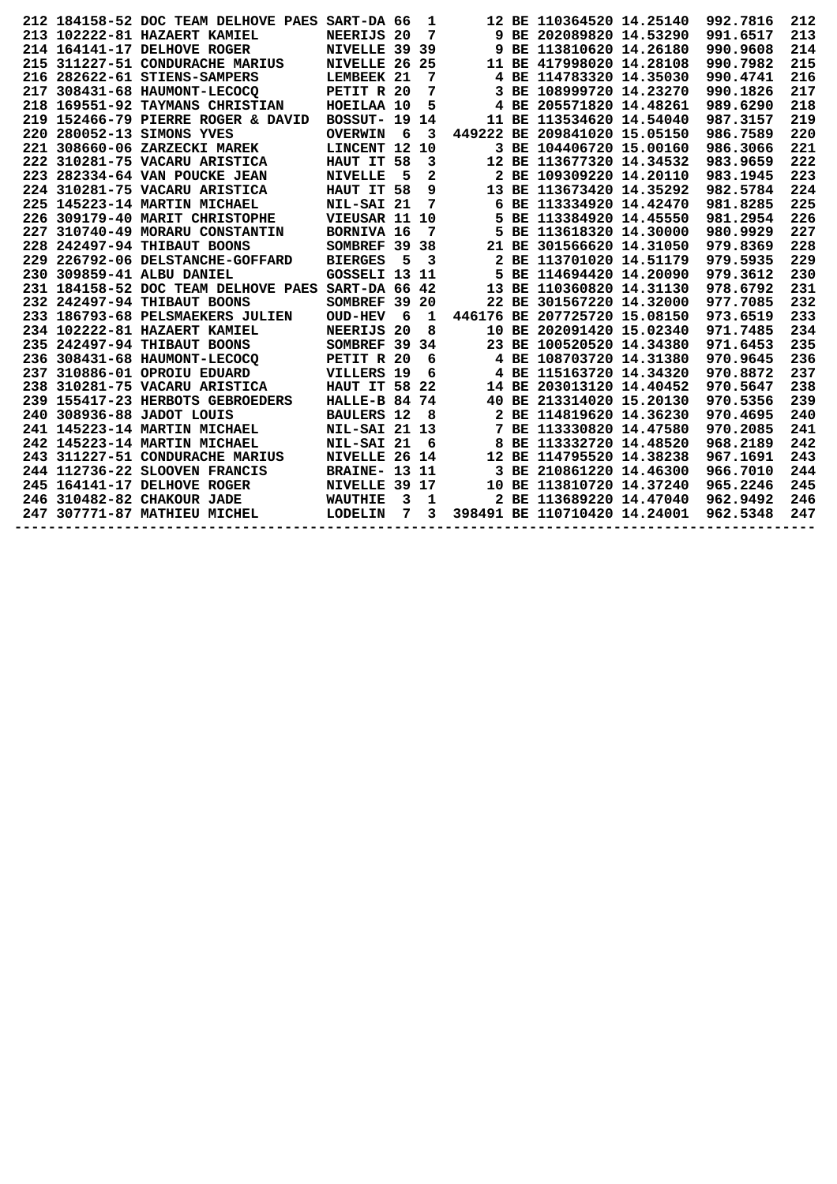| | | | | | | | | | | | |
|---|---|---|---|---|---|---|---|---|---|---|---|
| 212 | 184158-52 | DOC TEAM DELHOVE PAES | SART-DA | 66 | 1 | 12 | BE | 110364520 | 14.25140 | 992.7816 | 212 |
| 213 | 102222-81 | HAZAERT KAMIEL | NEERIJS | 20 | 7 | 9 | BE | 202089820 | 14.53290 | 991.6517 | 213 |
| 214 | 164141-17 | DELHOVE ROGER | NIVELLE | 39 | 39 | 9 | BE | 113810620 | 14.26180 | 990.9608 | 214 |
| 215 | 311227-51 | CONDURACHE MARIUS | NIVELLE | 26 | 25 | 11 | BE | 417998020 | 14.28108 | 990.7982 | 215 |
| 216 | 282622-61 | STIENS-SAMPERS | LEMBEEK | 21 | 7 | 4 | BE | 114783320 | 14.35030 | 990.4741 | 216 |
| 217 | 308431-68 | HAUMONT-LECOCQ | PETIT R | 20 | 7 | 3 | BE | 108999720 | 14.23270 | 990.1826 | 217 |
| 218 | 169551-92 | TAYMANS CHRISTIAN | HOEILAA | 10 | 5 | 4 | BE | 205571820 | 14.48261 | 989.6290 | 218 |
| 219 | 152466-79 | PIERRE ROGER & DAVID | BOSSUT- | 19 | 14 | 11 | BE | 113534620 | 14.54040 | 987.3157 | 219 |
| 220 | 280052-13 | SIMONS YVES | OVERWIN | 6 | 3 | 449222 | BE | 209841020 | 15.05150 | 986.7589 | 220 |
| 221 | 308660-06 | ZARZECKI MAREK | LINCENT | 12 | 10 | 3 | BE | 104406720 | 15.00160 | 986.3066 | 221 |
| 222 | 310281-75 | VACARU ARISTICA | HAUT IT | 58 | 3 | 12 | BE | 113677320 | 14.34532 | 983.9659 | 222 |
| 223 | 282334-64 | VAN POUCKE JEAN | NIVELLE | 5 | 2 | 2 | BE | 109309220 | 14.20110 | 983.1945 | 223 |
| 224 | 310281-75 | VACARU ARISTICA | HAUT IT | 58 | 9 | 13 | BE | 113673420 | 14.35292 | 982.5784 | 224 |
| 225 | 145223-14 | MARTIN MICHAEL | NIL-SAI | 21 | 7 | 6 | BE | 113334920 | 14.42470 | 981.8285 | 225 |
| 226 | 309179-40 | MARIT CHRISTOPHE | VIEUSAR | 11 | 10 | 5 | BE | 113384920 | 14.45550 | 981.2954 | 226 |
| 227 | 310740-49 | MORARU CONSTANTIN | BORNIVA | 16 | 7 | 5 | BE | 113618320 | 14.30000 | 980.9929 | 227 |
| 228 | 242497-94 | THIBAUT BOONS | SOMBREF | 39 | 38 | 21 | BE | 301566620 | 14.31050 | 979.8369 | 228 |
| 229 | 226792-06 | DELSTANCHE-GOFFARD | BIERGES | 5 | 3 | 2 | BE | 113701020 | 14.51179 | 979.5935 | 229 |
| 230 | 309859-41 | ALBU DANIEL | GOSSELI | 13 | 11 | 5 | BE | 114694420 | 14.20090 | 979.3612 | 230 |
| 231 | 184158-52 | DOC TEAM DELHOVE PAES | SART-DA | 66 | 42 | 13 | BE | 110360820 | 14.31130 | 978.6792 | 231 |
| 232 | 242497-94 | THIBAUT BOONS | SOMBREF | 39 | 20 | 22 | BE | 301567220 | 14.32000 | 977.7085 | 232 |
| 233 | 186793-68 | PELSMAEKERS JULIEN | OUD-HEV | 6 | 1 | 446176 | BE | 207725720 | 15.08150 | 973.6519 | 233 |
| 234 | 102222-81 | HAZAERT KAMIEL | NEERIJS | 20 | 8 | 10 | BE | 202091420 | 15.02340 | 971.7485 | 234 |
| 235 | 242497-94 | THIBAUT BOONS | SOMBREF | 39 | 34 | 23 | BE | 100520520 | 14.34380 | 971.6453 | 235 |
| 236 | 308431-68 | HAUMONT-LECOCQ | PETIT R | 20 | 6 | 4 | BE | 108703720 | 14.31380 | 970.9645 | 236 |
| 237 | 310886-01 | OPROIU EDUARD | VILLERS | 19 | 6 | 4 | BE | 115163720 | 14.34320 | 970.8872 | 237 |
| 238 | 310281-75 | VACARU ARISTICA | HAUT IT | 58 | 22 | 14 | BE | 203013120 | 14.40452 | 970.5647 | 238 |
| 239 | 155417-23 | HERBOTS GEBROEDERS | HALLE-B | 84 | 74 | 40 | BE | 213314020 | 15.20130 | 970.5356 | 239 |
| 240 | 308936-88 | JADOT LOUIS | BAULERS | 12 | 8 | 2 | BE | 114819620 | 14.36230 | 970.4695 | 240 |
| 241 | 145223-14 | MARTIN MICHAEL | NIL-SAI | 21 | 13 | 7 | BE | 113330820 | 14.47580 | 970.2085 | 241 |
| 242 | 145223-14 | MARTIN MICHAEL | NIL-SAI | 21 | 6 | 8 | BE | 113332720 | 14.48520 | 968.2189 | 242 |
| 243 | 311227-51 | CONDURACHE MARIUS | NIVELLE | 26 | 14 | 12 | BE | 114795520 | 14.38238 | 967.1691 | 243 |
| 244 | 112736-22 | SLOOVEN FRANCIS | BRAINE- | 13 | 11 | 3 | BE | 210861220 | 14.46300 | 966.7010 | 244 |
| 245 | 164141-17 | DELHOVE ROGER | NIVELLE | 39 | 17 | 10 | BE | 113810720 | 14.37240 | 965.2246 | 245 |
| 246 | 310482-82 | CHAKOUR JADE | WAUTHIE | 3 | 1 | 2 | BE | 113689220 | 14.47040 | 962.9492 | 246 |
| 247 | 307771-87 | MATHIEU MICHEL | LODELIN | 7 | 3 | 398491 | BE | 110710420 | 14.24001 | 962.5348 | 247 |